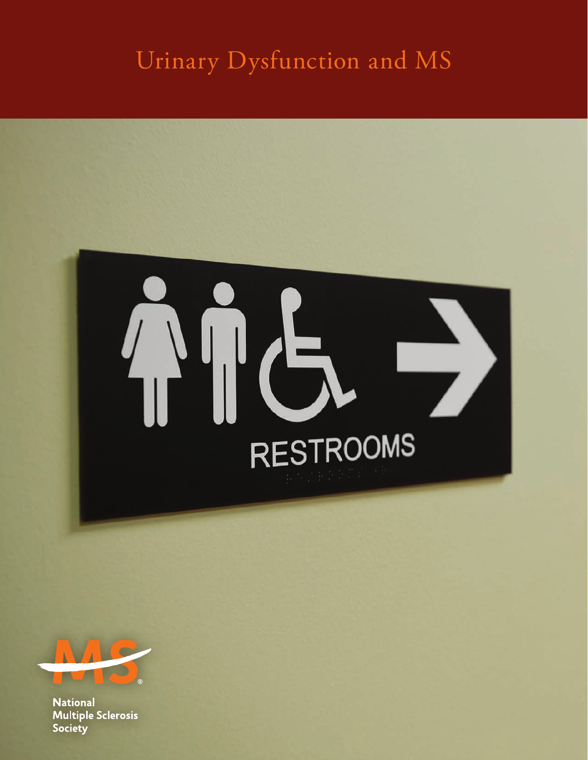# Urinary Dysfunction and MS

National Multiple Sclerosis Society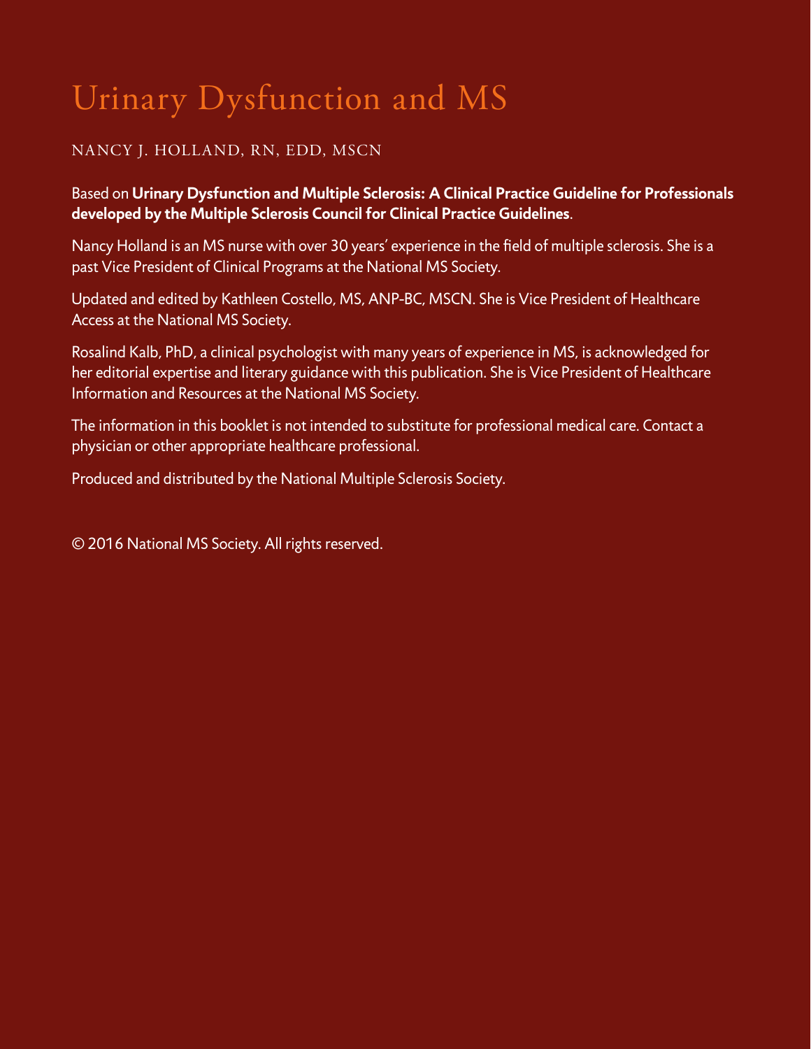# Urinary Dysfunction and MS

NANCY J. HOLLAND, RN, EDD, MSCN

Based on **Urinary Dysfunction and Multiple Sclerosis: A Clinical Practice Guideline for Professionals developed by the Multiple Sclerosis Council for Clinical Practice Guidelines**.

Nancy Holland is an MS nurse with over 30 years' experience in the field of multiple sclerosis. She is a past Vice President of Clinical Programs at the National MS Society.

Updated and edited by Kathleen Costello, MS, ANP-BC, MSCN. She is Vice President of Healthcare Access at the National MS Society.

Rosalind Kalb, PhD, a clinical psychologist with many years of experience in MS, is acknowledged for her editorial expertise and literary guidance with this publication. She is Vice President of Healthcare Information and Resources at the National MS Society.

The information in this booklet is not intended to substitute for professional medical care. Contact a physician or other appropriate healthcare professional.

Produced and distributed by the National Multiple Sclerosis Society.

© 2016 National MS Society. All rights reserved.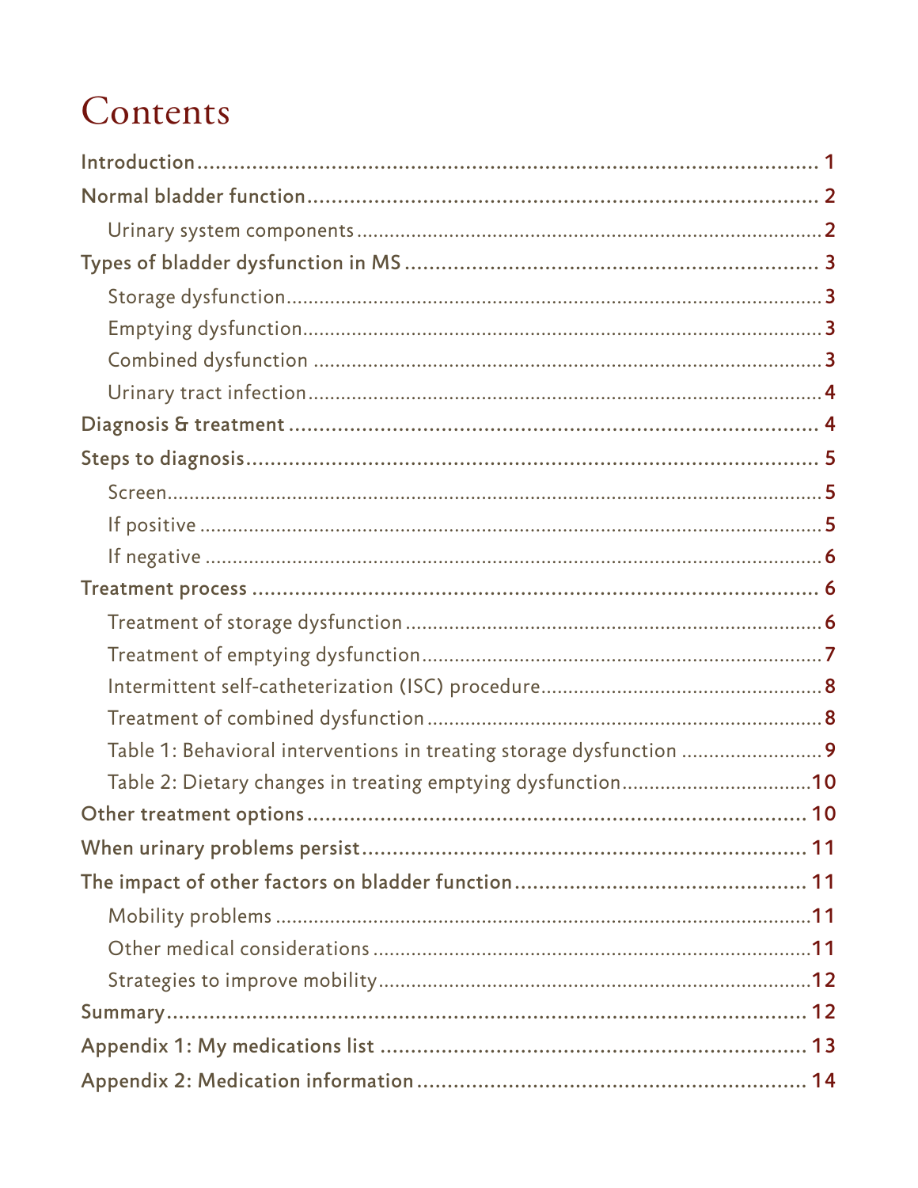# Contents

- Introduction ........ 1
- Normal bladder function ........ 2
  - Urinary system components ........ 2
- Types of bladder dysfunction in MS ........ 3
  - Storage dysfunction ........ 3
  - Emptying dysfunction ........ 3
  - Combined dysfunction ........ 3
  - Urinary tract infection ........ 4
- Diagnosis & treatment ........ 4
- Steps to diagnosis ........ 5
  - Screen ........ 5
  - If positive ........ 5
  - If negative ........ 6
- Treatment process ........ 6
  - Treatment of storage dysfunction ........ 6
  - Treatment of emptying dysfunction ........ 7
  - Intermittent self-catheterization (ISC) procedure ........ 8
  - Treatment of combined dysfunction ........ 8
  - Table 1: Behavioral interventions in treating storage dysfunction ........ 9
  - Table 2: Dietary changes in treating emptying dysfunction ........ 10
- Other treatment options ........ 10
- When urinary problems persist ........ 11
- The impact of other factors on bladder function ........ 11
  - Mobility problems ........ 11
  - Other medical considerations ........ 11
  - Strategies to improve mobility ........ 12
- Summary ........ 12
- Appendix 1: My medications list ........ 13
- Appendix 2: Medication information ........ 14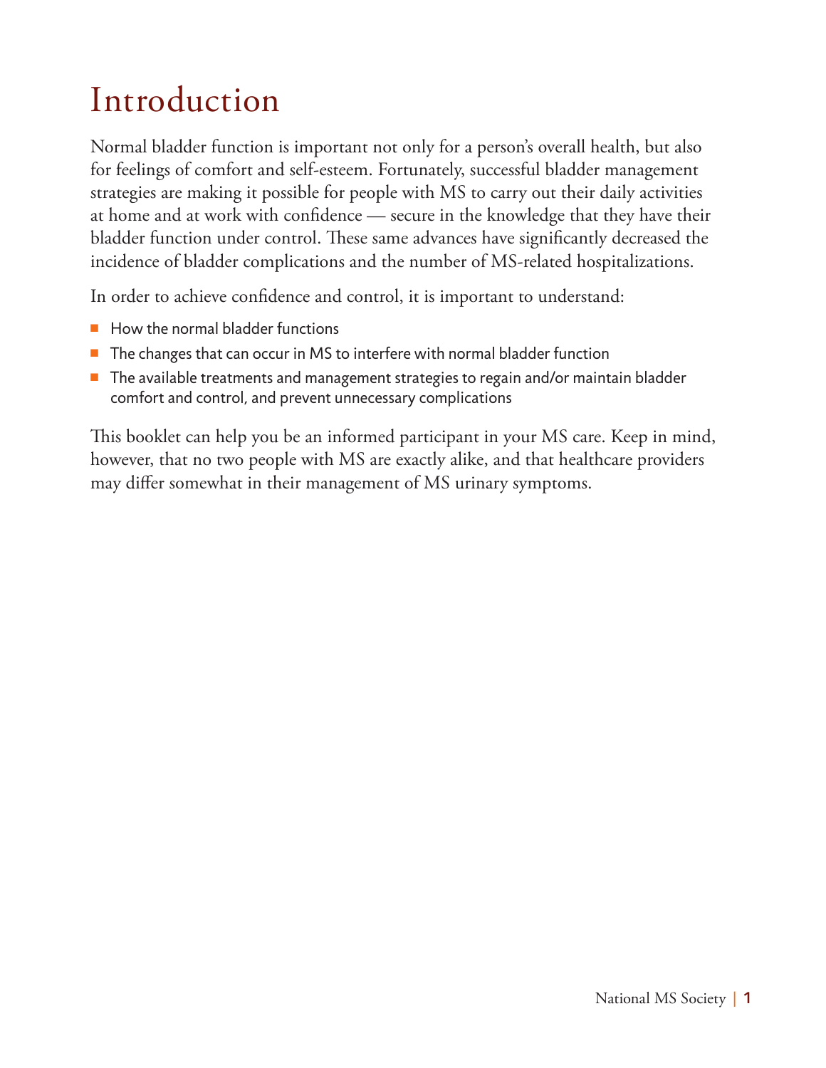# Introduction

Normal bladder function is important not only for a person's overall health, but also for feelings of comfort and self-esteem. Fortunately, successful bladder management strategies are making it possible for people with MS to carry out their daily activities at home and at work with confidence — secure in the knowledge that they have their bladder function under control. These same advances have significantly decreased the incidence of bladder complications and the number of MS-related hospitalizations.

In order to achieve confidence and control, it is important to understand:

- How the normal bladder functions
- The changes that can occur in MS to interfere with normal bladder function
- The available treatments and management strategies to regain and/or maintain bladder comfort and control, and prevent unnecessary complications

This booklet can help you be an informed participant in your MS care. Keep in mind, however, that no two people with MS are exactly alike, and that healthcare providers may differ somewhat in their management of MS urinary symptoms.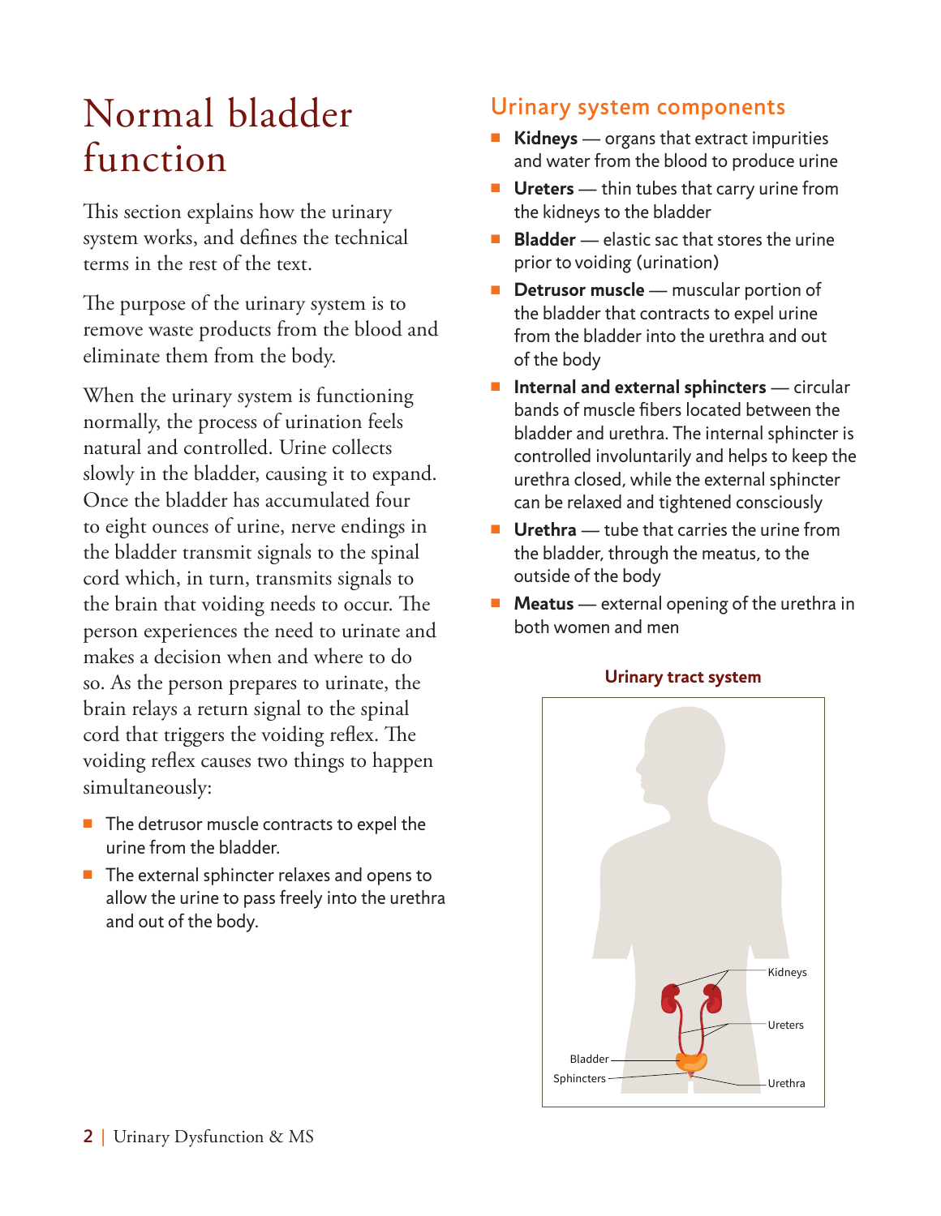# Normal bladder function

This section explains how the urinary system works, and defines the technical terms in the rest of the text.

The purpose of the urinary system is to remove waste products from the blood and eliminate them from the body.

When the urinary system is functioning normally, the process of urination feels natural and controlled. Urine collects slowly in the bladder, causing it to expand. Once the bladder has accumulated four to eight ounces of urine, nerve endings in the bladder transmit signals to the spinal cord which, in turn, transmits signals to the brain that voiding needs to occur. The person experiences the need to urinate and makes a decision when and where to do so. As the person prepares to urinate, the brain relays a return signal to the spinal cord that triggers the voiding reflex. The voiding reflex causes two things to happen simultaneously:

- The detrusor muscle contracts to expel the urine from the bladder.
- The external sphincter relaxes and opens to allow the urine to pass freely into the urethra and out of the body.

## Urinary system components

- **Kidneys** — organs that extract impurities and water from the blood to produce urine
- **Ureters** — thin tubes that carry urine from the kidneys to the bladder
- **Bladder** — elastic sac that stores the urine prior to voiding (urination)
- **Detrusor muscle** — muscular portion of the bladder that contracts to expel urine from the bladder into the urethra and out of the body
- **Internal and external sphincters** — circular bands of muscle fibers located between the bladder and urethra. The internal sphincter is controlled involuntarily and helps to keep the urethra closed, while the external sphincter can be relaxed and tightened consciously
- **Urethra** — tube that carries the urine from the bladder, through the meatus, to the outside of the body
- **Meatus** — external opening of the urethra in both women and men

**Urinary tract system**

Kidneys
Ureters
Bladder
Sphincters
Urethra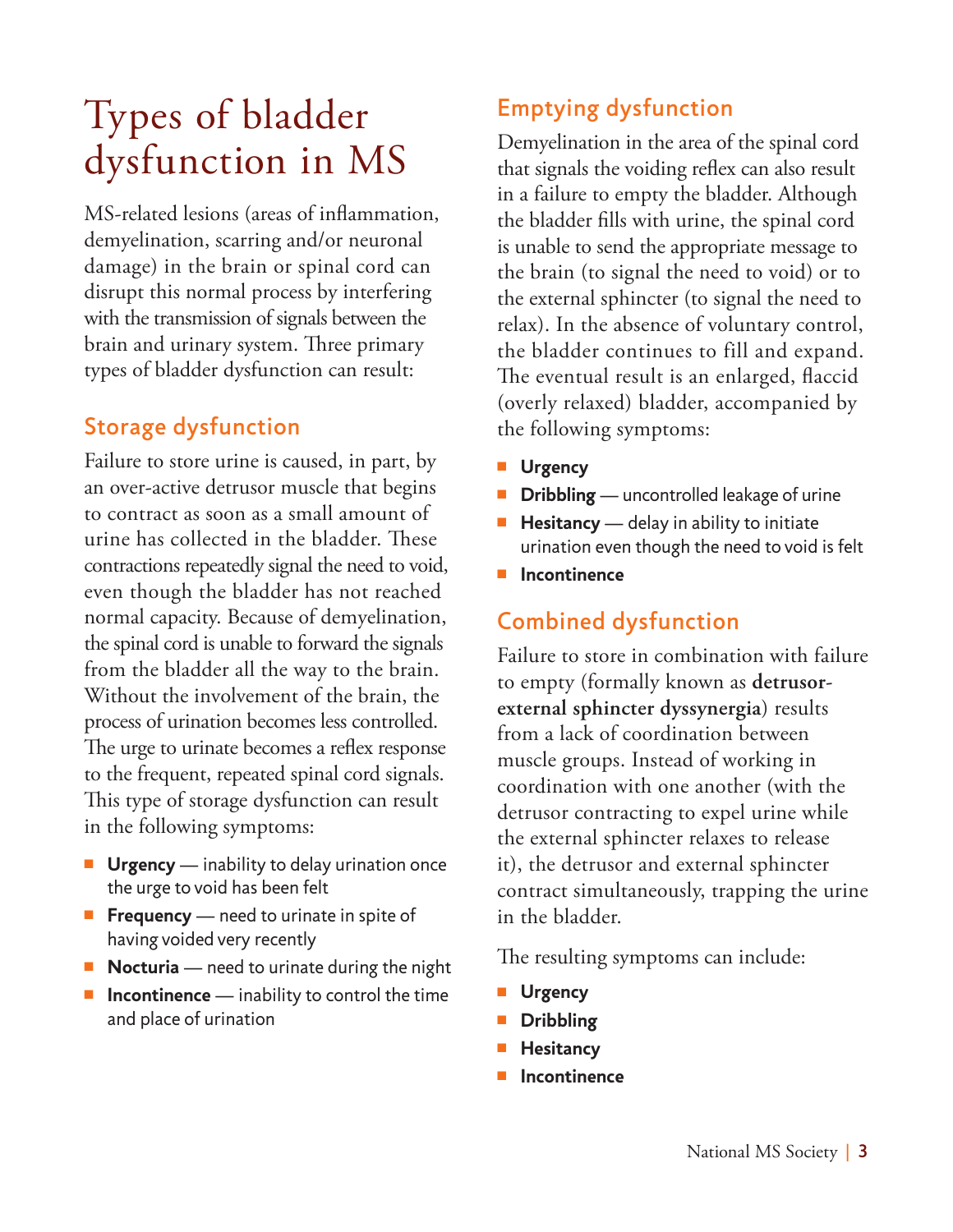# Types of bladder dysfunction in MS

MS-related lesions (areas of inflammation, demyelination, scarring and/or neuronal damage) in the brain or spinal cord can disrupt this normal process by interfering with the transmission of signals between the brain and urinary system. Three primary types of bladder dysfunction can result:

## Storage dysfunction

Failure to store urine is caused, in part, by an over-active detrusor muscle that begins to contract as soon as a small amount of urine has collected in the bladder. These contractions repeatedly signal the need to void, even though the bladder has not reached normal capacity. Because of demyelination, the spinal cord is unable to forward the signals from the bladder all the way to the brain. Without the involvement of the brain, the process of urination becomes less controlled. The urge to urinate becomes a reflex response to the frequent, repeated spinal cord signals. This type of storage dysfunction can result in the following symptoms:

- **Urgency** — inability to delay urination once the urge to void has been felt
- **Frequency** — need to urinate in spite of having voided very recently
- **Nocturia** — need to urinate during the night
- **Incontinence** — inability to control the time and place of urination

## Emptying dysfunction

Demyelination in the area of the spinal cord that signals the voiding reflex can also result in a failure to empty the bladder. Although the bladder fills with urine, the spinal cord is unable to send the appropriate message to the brain (to signal the need to void) or to the external sphincter (to signal the need to relax). In the absence of voluntary control, the bladder continues to fill and expand. The eventual result is an enlarged, flaccid (overly relaxed) bladder, accompanied by the following symptoms:

- **Urgency**
- **Dribbling** — uncontrolled leakage of urine
- **Hesitancy** — delay in ability to initiate urination even though the need to void is felt
- **Incontinence**

## Combined dysfunction

Failure to store in combination with failure to empty (formally known as **detrusor-external sphincter dyssynergia**) results from a lack of coordination between muscle groups. Instead of working in coordination with one another (with the detrusor contracting to expel urine while the external sphincter relaxes to release it), the detrusor and external sphincter contract simultaneously, trapping the urine in the bladder.

The resulting symptoms can include:

- **Urgency**
- **Dribbling**
- **Hesitancy**
- **Incontinence**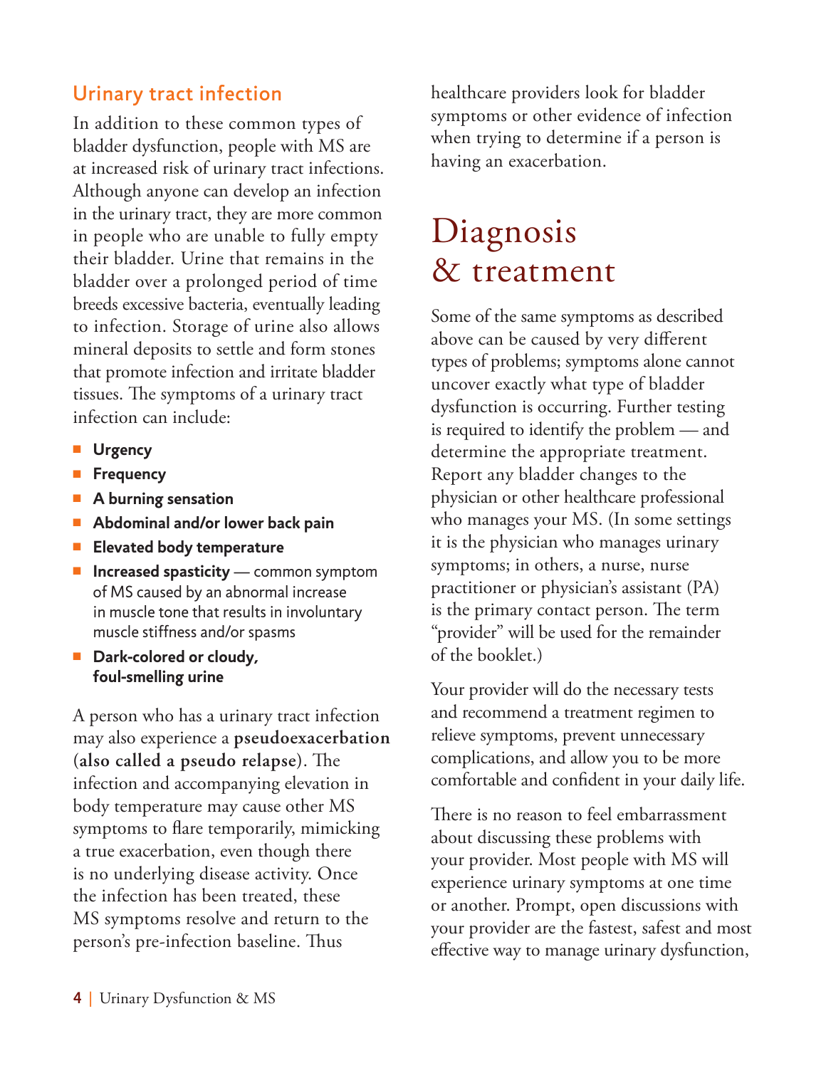### Urinary tract infection

In addition to these common types of bladder dysfunction, people with MS are at increased risk of urinary tract infections. Although anyone can develop an infection in the urinary tract, they are more common in people who are unable to fully empty their bladder. Urine that remains in the bladder over a prolonged period of time breeds excessive bacteria, eventually leading to infection. Storage of urine also allows mineral deposits to settle and form stones that promote infection and irritate bladder tissues. The symptoms of a urinary tract infection can include:

- **Urgency**
- **Frequency**
- **A burning sensation**
- **Abdominal and/or lower back pain**
- **Elevated body temperature**
- **Increased spasticity** — common symptom of MS caused by an abnormal increase in muscle tone that results in involuntary muscle stiffness and/or spasms
- **Dark-colored or cloudy, foul-smelling urine**

A person who has a urinary tract infection may also experience a **pseudoexacerbation (also called a pseudo relapse)**. The infection and accompanying elevation in body temperature may cause other MS symptoms to flare temporarily, mimicking a true exacerbation, even though there is no underlying disease activity. Once the infection has been treated, these MS symptoms resolve and return to the person's pre-infection baseline. Thus healthcare providers look for bladder symptoms or other evidence of infection when trying to determine if a person is having an exacerbation.

# Diagnosis & treatment

Some of the same symptoms as described above can be caused by very different types of problems; symptoms alone cannot uncover exactly what type of bladder dysfunction is occurring. Further testing is required to identify the problem — and determine the appropriate treatment. Report any bladder changes to the physician or other healthcare professional who manages your MS. (In some settings it is the physician who manages urinary symptoms; in others, a nurse, nurse practitioner or physician's assistant (PA) is the primary contact person. The term "provider" will be used for the remainder of the booklet.)

Your provider will do the necessary tests and recommend a treatment regimen to relieve symptoms, prevent unnecessary complications, and allow you to be more comfortable and confident in your daily life.

There is no reason to feel embarrassment about discussing these problems with your provider. Most people with MS will experience urinary symptoms at one time or another. Prompt, open discussions with your provider are the fastest, safest and most effective way to manage urinary dysfunction,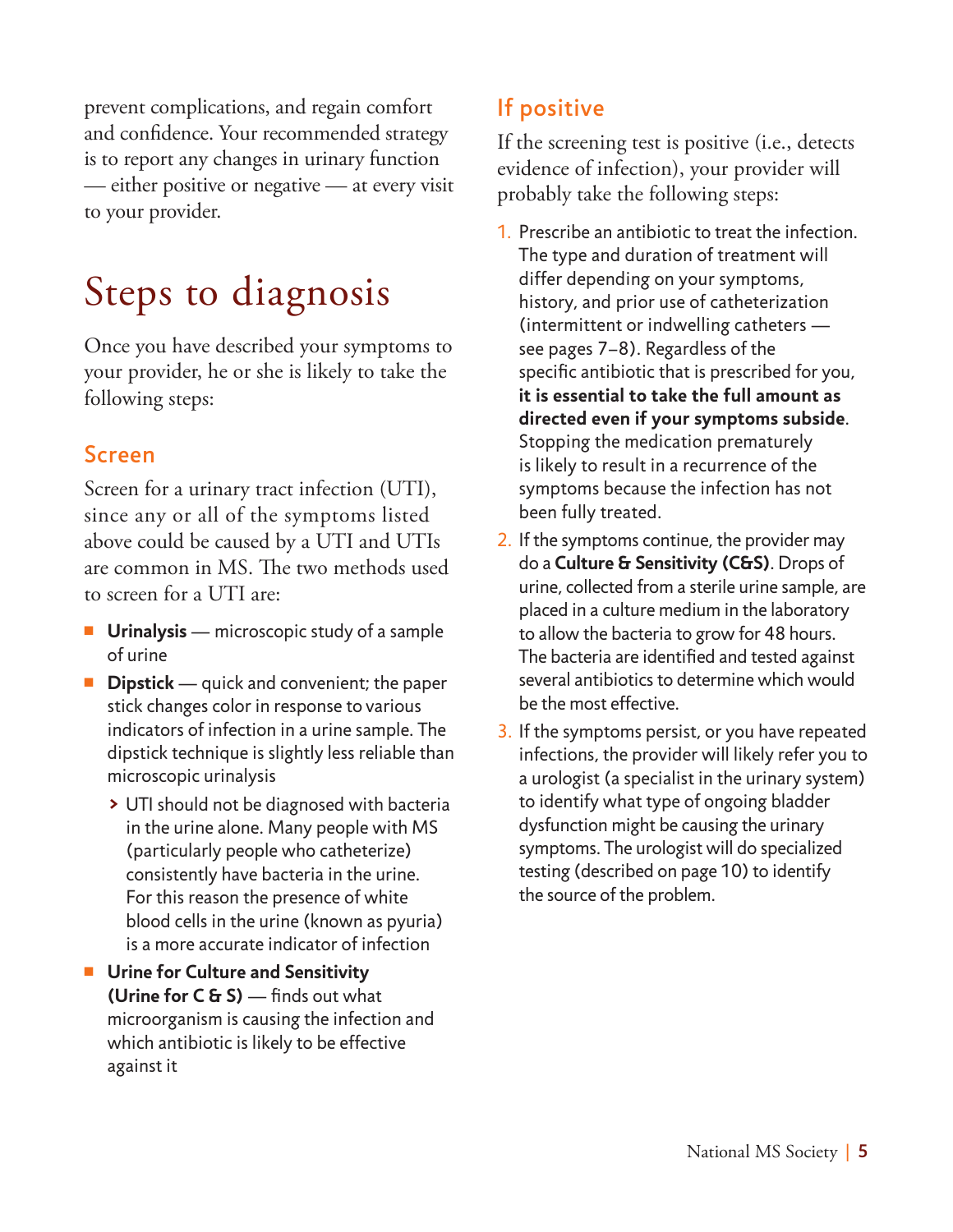prevent complications, and regain comfort and confidence. Your recommended strategy is to report any changes in urinary function — either positive or negative — at every visit to your provider.

# Steps to diagnosis

Once you have described your symptoms to your provider, he or she is likely to take the following steps:

## Screen

Screen for a urinary tract infection (UTI), since any or all of the symptoms listed above could be caused by a UTI and UTIs are common in MS. The two methods used to screen for a UTI are:

- **Urinalysis** — microscopic study of a sample of urine
- **Dipstick** — quick and convenient; the paper stick changes color in response to various indicators of infection in a urine sample. The dipstick technique is slightly less reliable than microscopic urinalysis
  - UTI should not be diagnosed with bacteria in the urine alone. Many people with MS (particularly people who catheterize) consistently have bacteria in the urine. For this reason the presence of white blood cells in the urine (known as pyuria) is a more accurate indicator of infection
- **Urine for Culture and Sensitivity (Urine for C & S)** — finds out what microorganism is causing the infection and which antibiotic is likely to be effective against it

## If positive

If the screening test is positive (i.e., detects evidence of infection), your provider will probably take the following steps:

1. Prescribe an antibiotic to treat the infection. The type and duration of treatment will differ depending on your symptoms, history, and prior use of catheterization (intermittent or indwelling catheters — see pages 7–8). Regardless of the specific antibiotic that is prescribed for you, **it is essential to take the full amount as directed even if your symptoms subside**. Stopping the medication prematurely is likely to result in a recurrence of the symptoms because the infection has not been fully treated.
2. If the symptoms continue, the provider may do a **Culture & Sensitivity (C&S)**. Drops of urine, collected from a sterile urine sample, are placed in a culture medium in the laboratory to allow the bacteria to grow for 48 hours. The bacteria are identified and tested against several antibiotics to determine which would be the most effective.
3. If the symptoms persist, or you have repeated infections, the provider will likely refer you to a urologist (a specialist in the urinary system) to identify what type of ongoing bladder dysfunction might be causing the urinary symptoms. The urologist will do specialized testing (described on page 10) to identify the source of the problem.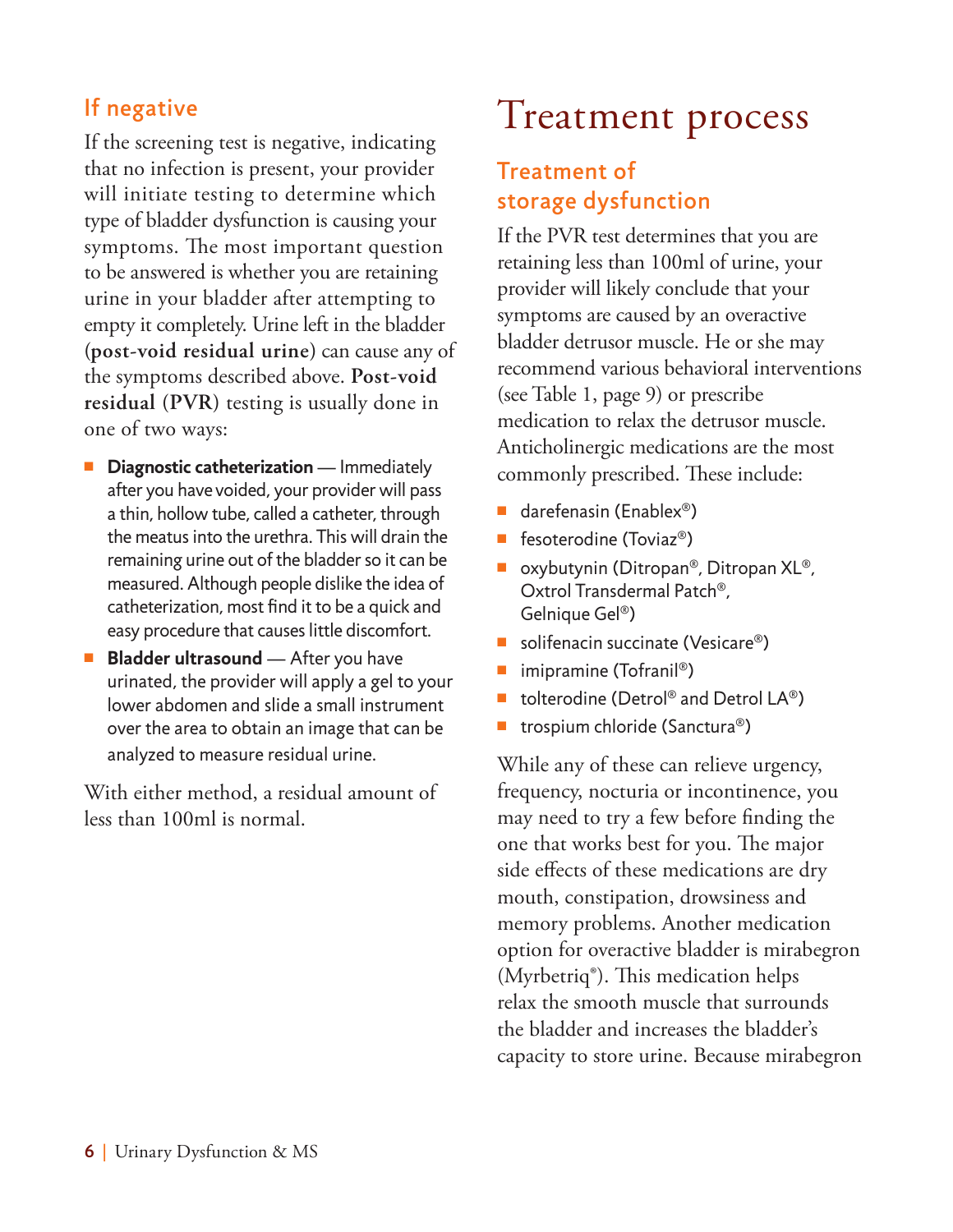### If negative

If the screening test is negative, indicating that no infection is present, your provider will initiate testing to determine which type of bladder dysfunction is causing your symptoms. The most important question to be answered is whether you are retaining urine in your bladder after attempting to empty it completely. Urine left in the bladder (**post-void residual urine**) can cause any of the symptoms described above. **Post-void residual (PVR)** testing is usually done in one of two ways:

- **Diagnostic catheterization** — Immediately after you have voided, your provider will pass a thin, hollow tube, called a catheter, through the meatus into the urethra. This will drain the remaining urine out of the bladder so it can be measured. Although people dislike the idea of catheterization, most find it to be a quick and easy procedure that causes little discomfort.
- **Bladder ultrasound** — After you have urinated, the provider will apply a gel to your lower abdomen and slide a small instrument over the area to obtain an image that can be analyzed to measure residual urine.

With either method, a residual amount of less than 100ml is normal.

# Treatment process

## Treatment of storage dysfunction

If the PVR test determines that you are retaining less than 100ml of urine, your provider will likely conclude that your symptoms are caused by an overactive bladder detrusor muscle. He or she may recommend various behavioral interventions (see Table 1, page 9) or prescribe medication to relax the detrusor muscle. Anticholinergic medications are the most commonly prescribed. These include:

- darefenasin (Enablex®)
- fesoterodine (Toviaz®)
- oxybutynin (Ditropan®, Ditropan XL®, Oxtrol Transdermal Patch®, Gelnique Gel®)
- solifenacin succinate (Vesicare®)
- imipramine (Tofranil®)
- tolterodine (Detrol® and Detrol LA®)
- trospium chloride (Sanctura®)

While any of these can relieve urgency, frequency, nocturia or incontinence, you may need to try a few before finding the one that works best for you. The major side effects of these medications are dry mouth, constipation, drowsiness and memory problems. Another medication option for overactive bladder is mirabegron (Myrbetriq®). This medication helps relax the smooth muscle that surrounds the bladder and increases the bladder's capacity to store urine. Because mirabegron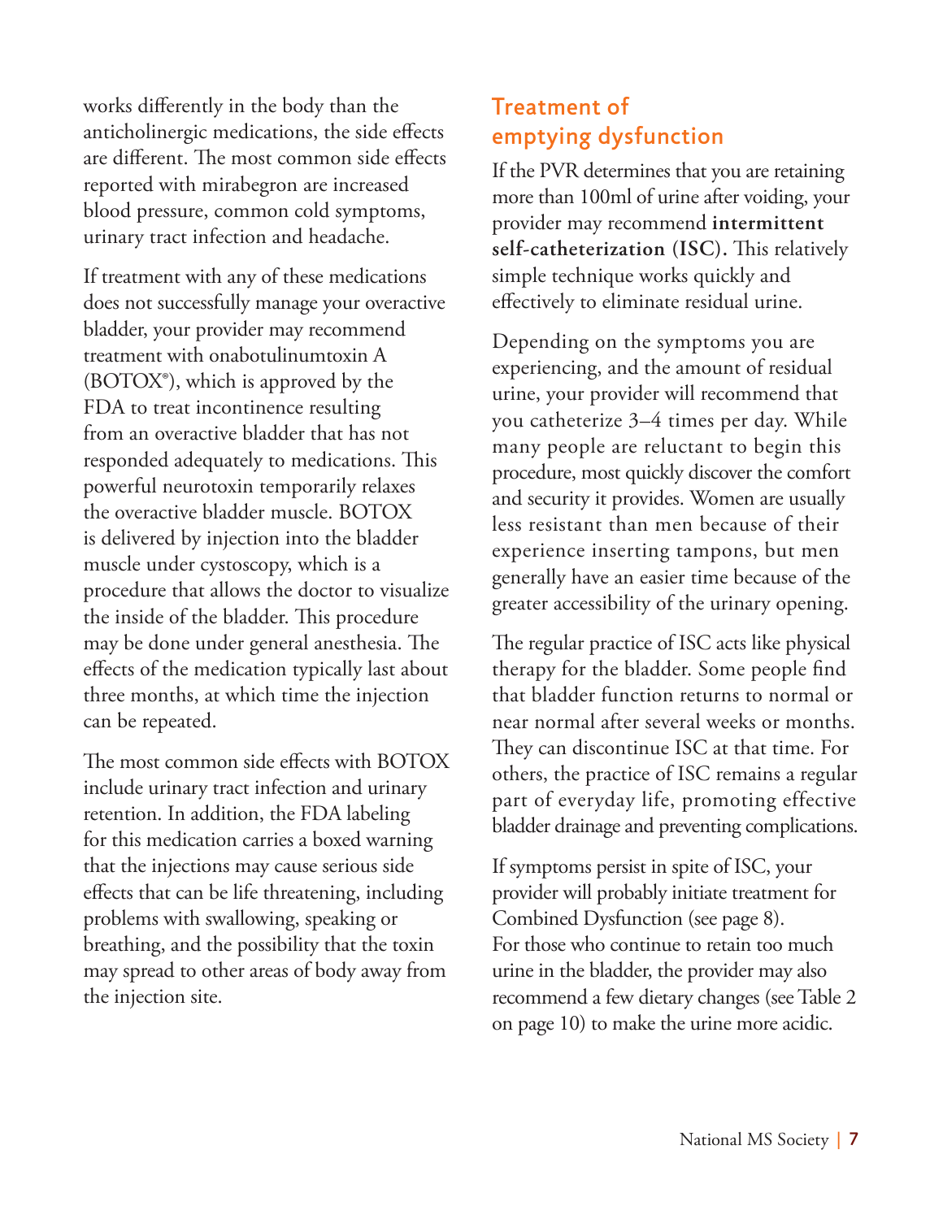works differently in the body than the anticholinergic medications, the side effects are different. The most common side effects reported with mirabegron are increased blood pressure, common cold symptoms, urinary tract infection and headache.

If treatment with any of these medications does not successfully manage your overactive bladder, your provider may recommend treatment with onabotulinumtoxin A (BOTOX®), which is approved by the FDA to treat incontinence resulting from an overactive bladder that has not responded adequately to medications. This powerful neurotoxin temporarily relaxes the overactive bladder muscle. BOTOX is delivered by injection into the bladder muscle under cystoscopy, which is a procedure that allows the doctor to visualize the inside of the bladder. This procedure may be done under general anesthesia. The effects of the medication typically last about three months, at which time the injection can be repeated.

The most common side effects with BOTOX include urinary tract infection and urinary retention. In addition, the FDA labeling for this medication carries a boxed warning that the injections may cause serious side effects that can be life threatening, including problems with swallowing, speaking or breathing, and the possibility that the toxin may spread to other areas of body away from the injection site.

## Treatment of emptying dysfunction

If the PVR determines that you are retaining more than 100ml of urine after voiding, your provider may recommend **intermittent self-catheterization (ISC).** This relatively simple technique works quickly and effectively to eliminate residual urine.

Depending on the symptoms you are experiencing, and the amount of residual urine, your provider will recommend that you catheterize 3–4 times per day. While many people are reluctant to begin this procedure, most quickly discover the comfort and security it provides. Women are usually less resistant than men because of their experience inserting tampons, but men generally have an easier time because of the greater accessibility of the urinary opening.

The regular practice of ISC acts like physical therapy for the bladder. Some people find that bladder function returns to normal or near normal after several weeks or months. They can discontinue ISC at that time. For others, the practice of ISC remains a regular part of everyday life, promoting effective bladder drainage and preventing complications.

If symptoms persist in spite of ISC, your provider will probably initiate treatment for Combined Dysfunction (see page 8). For those who continue to retain too much urine in the bladder, the provider may also recommend a few dietary changes (see Table 2 on page 10) to make the urine more acidic.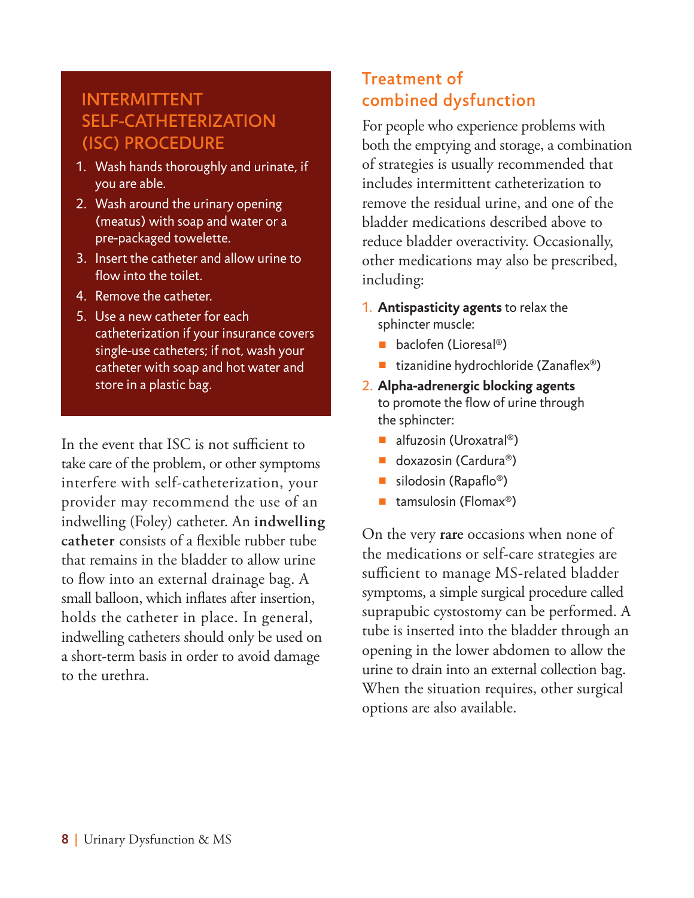## INTERMITTENT SELF-CATHETERIZATION (ISC) PROCEDURE

1. Wash hands thoroughly and urinate, if you are able.
2. Wash around the urinary opening (meatus) with soap and water or a pre-packaged towelette.
3. Insert the catheter and allow urine to flow into the toilet.
4. Remove the catheter.
5. Use a new catheter for each catheterization if your insurance covers single-use catheters; if not, wash your catheter with soap and hot water and store in a plastic bag.

In the event that ISC is not sufficient to take care of the problem, or other symptoms interfere with self-catheterization, your provider may recommend the use of an indwelling (Foley) catheter. An **indwelling catheter** consists of a flexible rubber tube that remains in the bladder to allow urine to flow into an external drainage bag. A small balloon, which inflates after insertion, holds the catheter in place. In general, indwelling catheters should only be used on a short-term basis in order to avoid damage to the urethra.

## Treatment of combined dysfunction

For people who experience problems with both the emptying and storage, a combination of strategies is usually recommended that includes intermittent catheterization to remove the residual urine, and one of the bladder medications described above to reduce bladder overactivity. Occasionally, other medications may also be prescribed, including:

1. **Antispasticity agents** to relax the sphincter muscle:
   - baclofen (Lioresal®)
   - tizanidine hydrochloride (Zanaflex®)
2. **Alpha-adrenergic blocking agents** to promote the flow of urine through the sphincter:
   - alfuzosin (Uroxatral®)
   - doxazosin (Cardura®)
   - silodosin (Rapaflo®)
   - tamsulosin (Flomax®)

On the very **rare** occasions when none of the medications or self-care strategies are sufficient to manage MS-related bladder symptoms, a simple surgical procedure called suprapubic cystostomy can be performed. A tube is inserted into the bladder through an opening in the lower abdomen to allow the urine to drain into an external collection bag. When the situation requires, other surgical options are also available.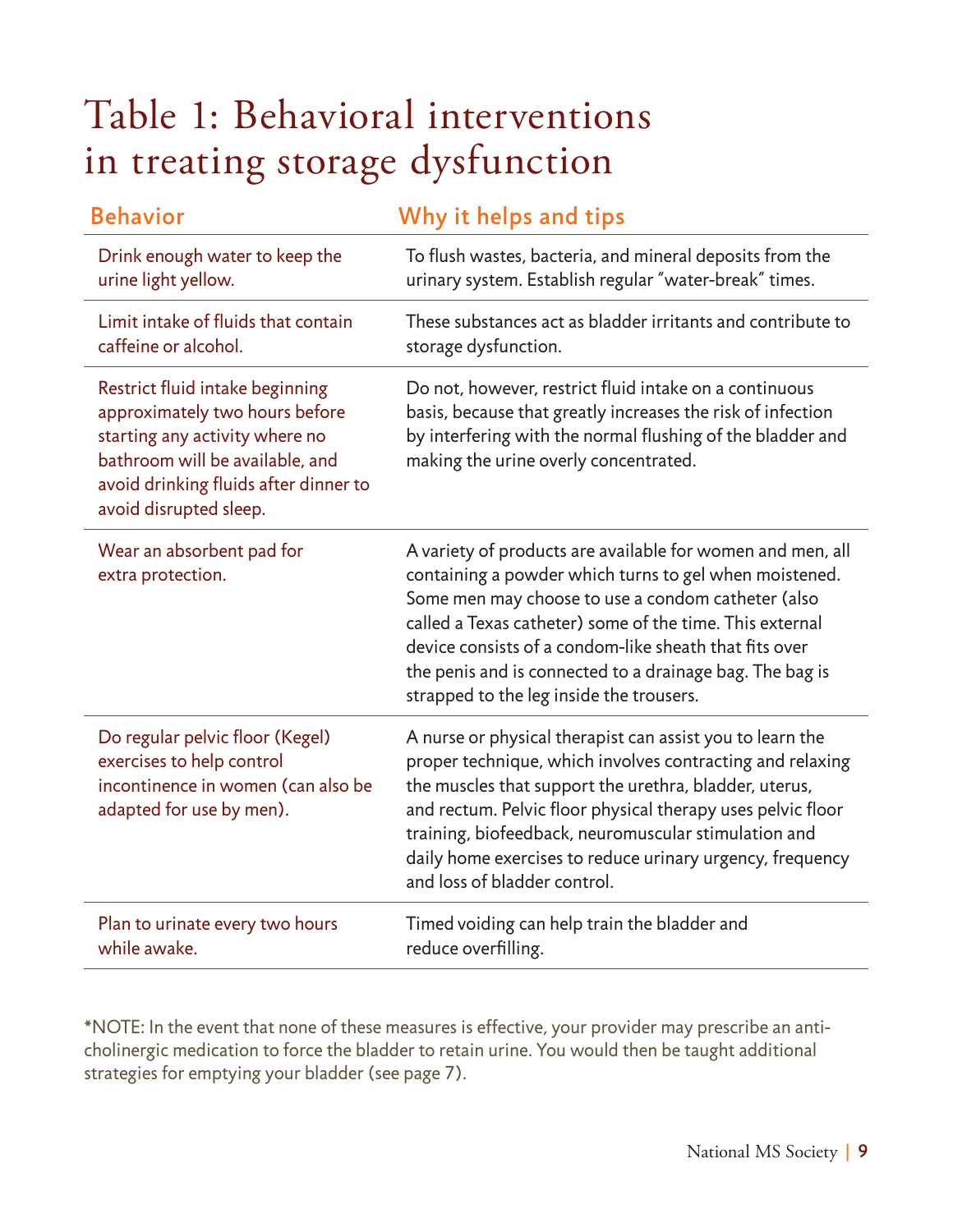# Table 1: Behavioral interventions in treating storage dysfunction

| Behavior | Why it helps and tips |
| --- | --- |
| Drink enough water to keep the urine light yellow. | To flush wastes, bacteria, and mineral deposits from the urinary system. Establish regular "water-break" times. |
| Limit intake of fluids that contain caffeine or alcohol. | These substances act as bladder irritants and contribute to storage dysfunction. |
| Restrict fluid intake beginning approximately two hours before starting any activity where no bathroom will be available, and avoid drinking fluids after dinner to avoid disrupted sleep. | Do not, however, restrict fluid intake on a continuous basis, because that greatly increases the risk of infection by interfering with the normal flushing of the bladder and making the urine overly concentrated. |
| Wear an absorbent pad for extra protection. | A variety of products are available for women and men, all containing a powder which turns to gel when moistened. Some men may choose to use a condom catheter (also called a Texas catheter) some of the time. This external device consists of a condom-like sheath that fits over the penis and is connected to a drainage bag. The bag is strapped to the leg inside the trousers. |
| Do regular pelvic floor (Kegel) exercises to help control incontinence in women (can also be adapted for use by men). | A nurse or physical therapist can assist you to learn the proper technique, which involves contracting and relaxing the muscles that support the urethra, bladder, uterus, and rectum. Pelvic floor physical therapy uses pelvic floor training, biofeedback, neuromuscular stimulation and daily home exercises to reduce urinary urgency, frequency and loss of bladder control. |
| Plan to urinate every two hours while awake. | Timed voiding can help train the bladder and reduce overfilling. |

*NOTE: In the event that none of these measures is effective, your provider may prescribe an anti-cholinergic medication to force the bladder to retain urine. You would then be taught additional strategies for emptying your bladder (see page 7).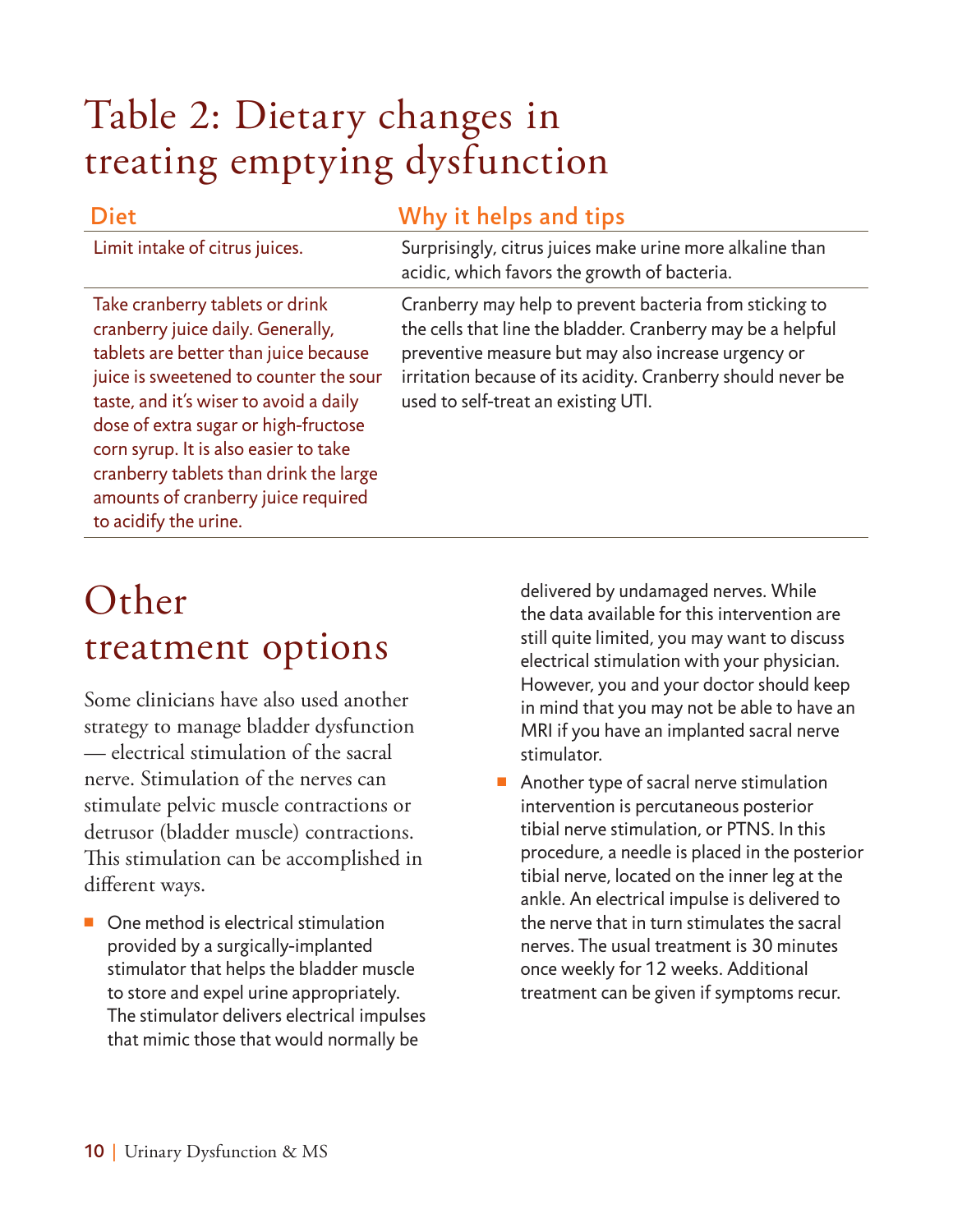# Table 2: Dietary changes in treating emptying dysfunction

| Diet | Why it helps and tips |
| --- | --- |
| Limit intake of citrus juices. | Surprisingly, citrus juices make urine more alkaline than acidic, which favors the growth of bacteria. |
| Take cranberry tablets or drink cranberry juice daily. Generally, tablets are better than juice because juice is sweetened to counter the sour taste, and it's wiser to avoid a daily dose of extra sugar or high-fructose corn syrup. It is also easier to take cranberry tablets than drink the large amounts of cranberry juice required to acidify the urine. | Cranberry may help to prevent bacteria from sticking to the cells that line the bladder. Cranberry may be a helpful preventive measure but may also increase urgency or irritation because of its acidity. Cranberry should never be used to self-treat an existing UTI. |

# Other treatment options

Some clinicians have also used another strategy to manage bladder dysfunction — electrical stimulation of the sacral nerve. Stimulation of the nerves can stimulate pelvic muscle contractions or detrusor (bladder muscle) contractions. This stimulation can be accomplished in different ways.

- One method is electrical stimulation provided by a surgically-implanted stimulator that helps the bladder muscle to store and expel urine appropriately. The stimulator delivers electrical impulses that mimic those that would normally be delivered by undamaged nerves. While the data available for this intervention are still quite limited, you may want to discuss electrical stimulation with your physician. However, you and your doctor should keep in mind that you may not be able to have an MRI if you have an implanted sacral nerve stimulator.
- Another type of sacral nerve stimulation intervention is percutaneous posterior tibial nerve stimulation, or PTNS. In this procedure, a needle is placed in the posterior tibial nerve, located on the inner leg at the ankle. An electrical impulse is delivered to the nerve that in turn stimulates the sacral nerves. The usual treatment is 30 minutes once weekly for 12 weeks. Additional treatment can be given if symptoms recur.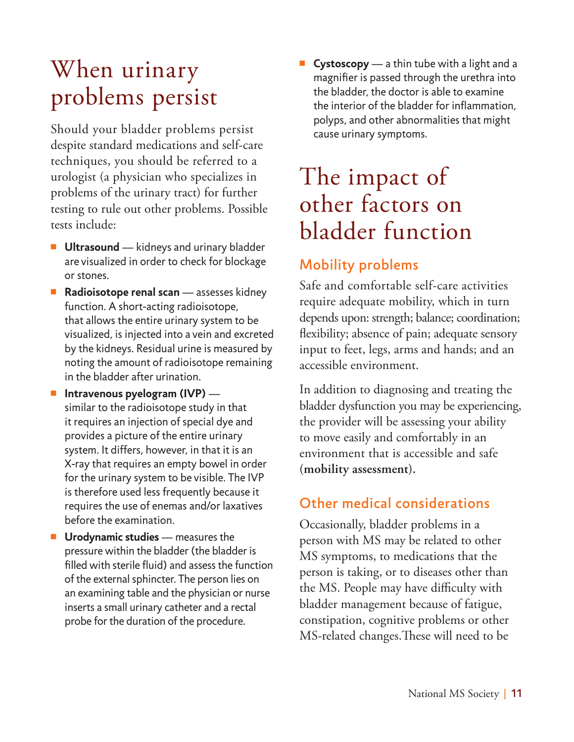# When urinary problems persist

Should your bladder problems persist despite standard medications and self-care techniques, you should be referred to a urologist (a physician who specializes in problems of the urinary tract) for further testing to rule out other problems. Possible tests include:

- **Ultrasound** — kidneys and urinary bladder are visualized in order to check for blockage or stones.
- **Radioisotope renal scan** — assesses kidney function. A short-acting radioisotope, that allows the entire urinary system to be visualized, is injected into a vein and excreted by the kidneys. Residual urine is measured by noting the amount of radioisotope remaining in the bladder after urination.
- **Intravenous pyelogram (IVP)** — similar to the radioisotope study in that it requires an injection of special dye and provides a picture of the entire urinary system. It differs, however, in that it is an X-ray that requires an empty bowel in order for the urinary system to be visible. The IVP is therefore used less frequently because it requires the use of enemas and/or laxatives before the examination.
- **Urodynamic studies** — measures the pressure within the bladder (the bladder is filled with sterile fluid) and assess the function of the external sphincter. The person lies on an examining table and the physician or nurse inserts a small urinary catheter and a rectal probe for the duration of the procedure.
- **Cystoscopy** — a thin tube with a light and a magnifier is passed through the urethra into the bladder, the doctor is able to examine the interior of the bladder for inflammation, polyps, and other abnormalities that might cause urinary symptoms.

# The impact of other factors on bladder function

## Mobility problems

Safe and comfortable self-care activities require adequate mobility, which in turn depends upon: strength; balance; coordination; flexibility; absence of pain; adequate sensory input to feet, legs, arms and hands; and an accessible environment.

In addition to diagnosing and treating the bladder dysfunction you may be experiencing, the provider will be assessing your ability to move easily and comfortably in an environment that is accessible and safe (**mobility assessment**).

## Other medical considerations

Occasionally, bladder problems in a person with MS may be related to other MS symptoms, to medications that the person is taking, or to diseases other than the MS. People may have difficulty with bladder management because of fatigue, constipation, cognitive problems or other MS-related changes.These will need to be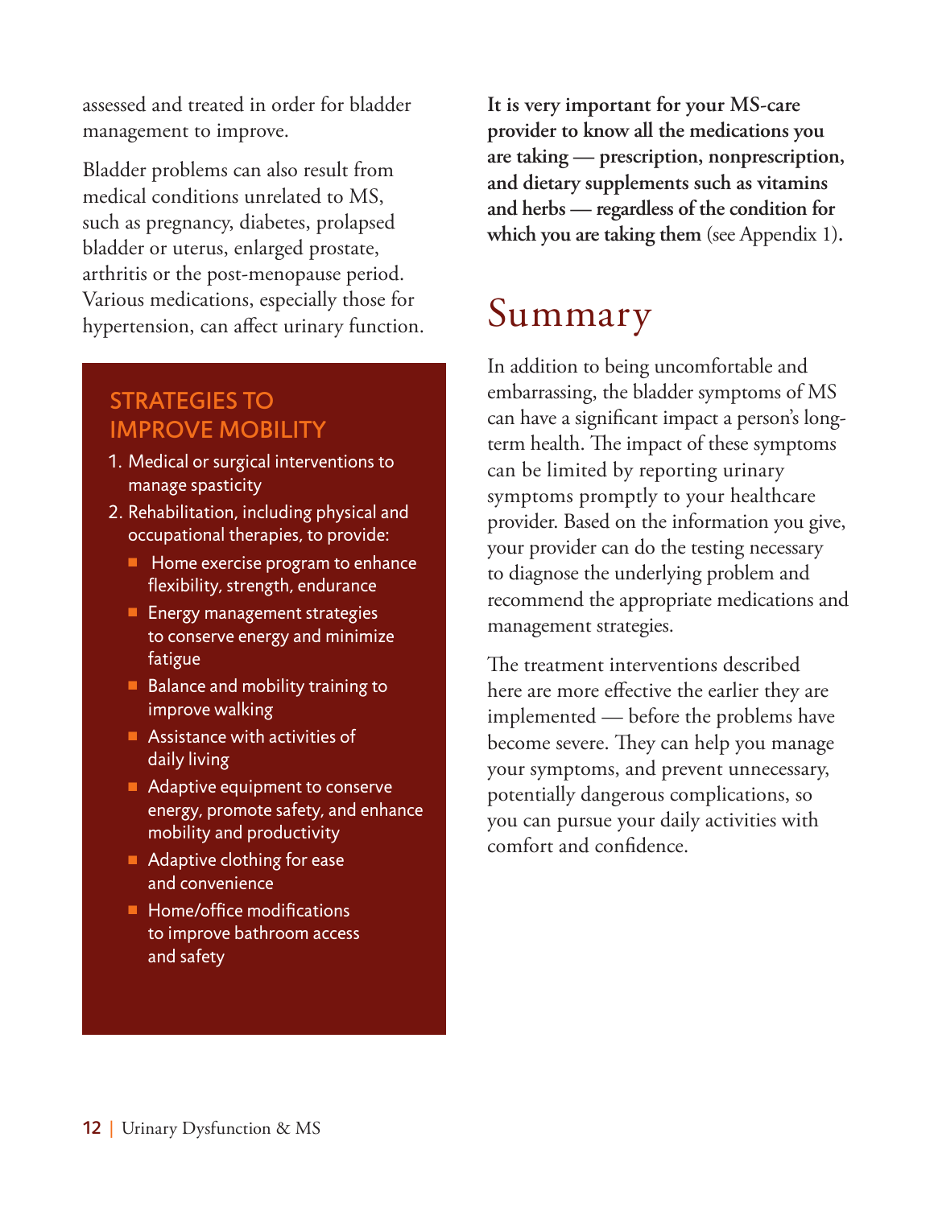assessed and treated in order for bladder management to improve.

Bladder problems can also result from medical conditions unrelated to MS, such as pregnancy, diabetes, prolapsed bladder or uterus, enlarged prostate, arthritis or the post-menopause period. Various medications, especially those for hypertension, can affect urinary function.

### STRATEGIES TO IMPROVE MOBILITY

1. Medical or surgical interventions to manage spasticity
2. Rehabilitation, including physical and occupational therapies, to provide:
   - Home exercise program to enhance flexibility, strength, endurance
   - Energy management strategies to conserve energy and minimize fatigue
   - Balance and mobility training to improve walking
   - Assistance with activities of daily living
   - Adaptive equipment to conserve energy, promote safety, and enhance mobility and productivity
   - Adaptive clothing for ease and convenience
   - Home/office modifications to improve bathroom access and safety

**It is very important for your MS-care provider to know all the medications you are taking — prescription, nonprescription, and dietary supplements such as vitamins and herbs — regardless of the condition for which you are taking them** (see Appendix 1).

# Summary

In addition to being uncomfortable and embarrassing, the bladder symptoms of MS can have a significant impact a person's long-term health. The impact of these symptoms can be limited by reporting urinary symptoms promptly to your healthcare provider. Based on the information you give, your provider can do the testing necessary to diagnose the underlying problem and recommend the appropriate medications and management strategies.

The treatment interventions described here are more effective the earlier they are implemented — before the problems have become severe. They can help you manage your symptoms, and prevent unnecessary, potentially dangerous complications, so you can pursue your daily activities with comfort and confidence.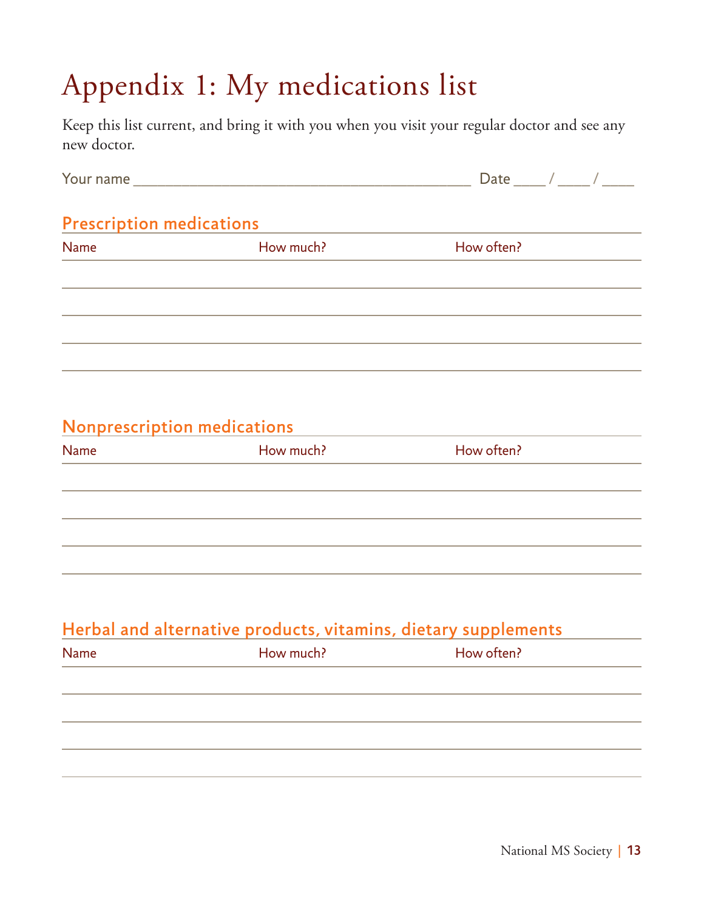# Appendix 1: My medications list

Keep this list current, and bring it with you when you visit your regular doctor and see any new doctor.

Your name ________________________________________ Date ____ / ____ / ____

## Prescription medications

| Name | How much? | How often? |
|---|---|---|
| | | |
| | | |
| | | |
| | | |

## Nonprescription medications

| Name | How much? | How often? |
|---|---|---|
| | | |
| | | |
| | | |
| | | |

## Herbal and alternative products, vitamins, dietary supplements

| Name | How much? | How often? |
|---|---|---|
| | | |
| | | |
| | | |
| | | |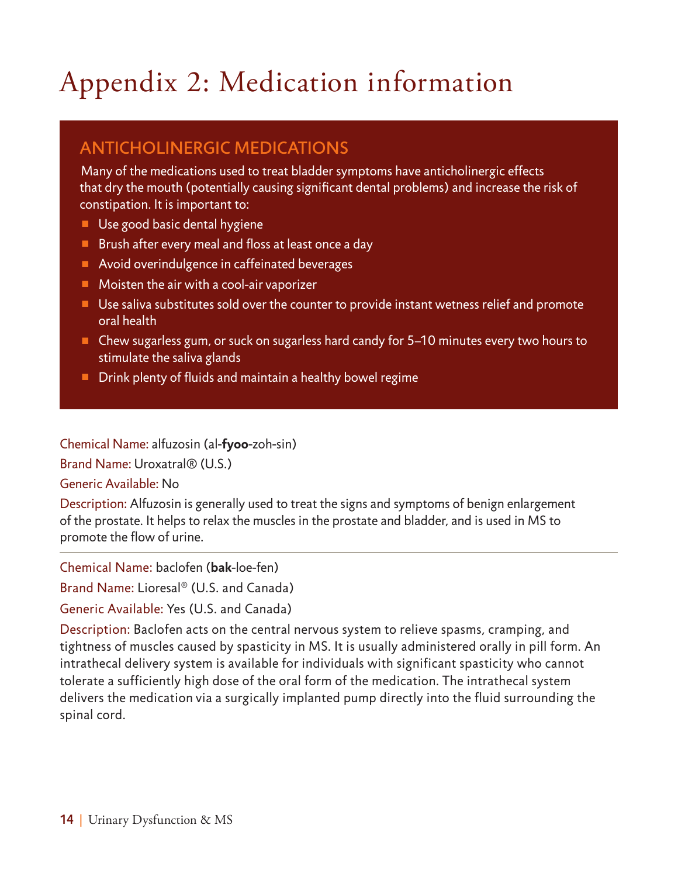# Appendix 2: Medication information

## ANTICHOLINERGIC MEDICATIONS

Many of the medications used to treat bladder symptoms have anticholinergic effects that dry the mouth (potentially causing significant dental problems) and increase the risk of constipation. It is important to:

- Use good basic dental hygiene
- Brush after every meal and floss at least once a day
- Avoid overindulgence in caffeinated beverages
- Moisten the air with a cool-air vaporizer
- Use saliva substitutes sold over the counter to provide instant wetness relief and promote oral health
- Chew sugarless gum, or suck on sugarless hard candy for 5–10 minutes every two hours to stimulate the saliva glands
- Drink plenty of fluids and maintain a healthy bowel regime

Chemical Name: alfuzosin (al-**fyoo**-zoh-sin)

Brand Name: Uroxatral® (U.S.)

Generic Available: No

Description: Alfuzosin is generally used to treat the signs and symptoms of benign enlargement of the prostate. It helps to relax the muscles in the prostate and bladder, and is used in MS to promote the flow of urine.

---

Chemical Name: baclofen (**bak**-loe-fen)

Brand Name: Lioresal® (U.S. and Canada)

Generic Available: Yes (U.S. and Canada)

Description: Baclofen acts on the central nervous system to relieve spasms, cramping, and tightness of muscles caused by spasticity in MS. It is usually administered orally in pill form. An intrathecal delivery system is available for individuals with significant spasticity who cannot tolerate a sufficiently high dose of the oral form of the medication. The intrathecal system delivers the medication via a surgically implanted pump directly into the fluid surrounding the spinal cord.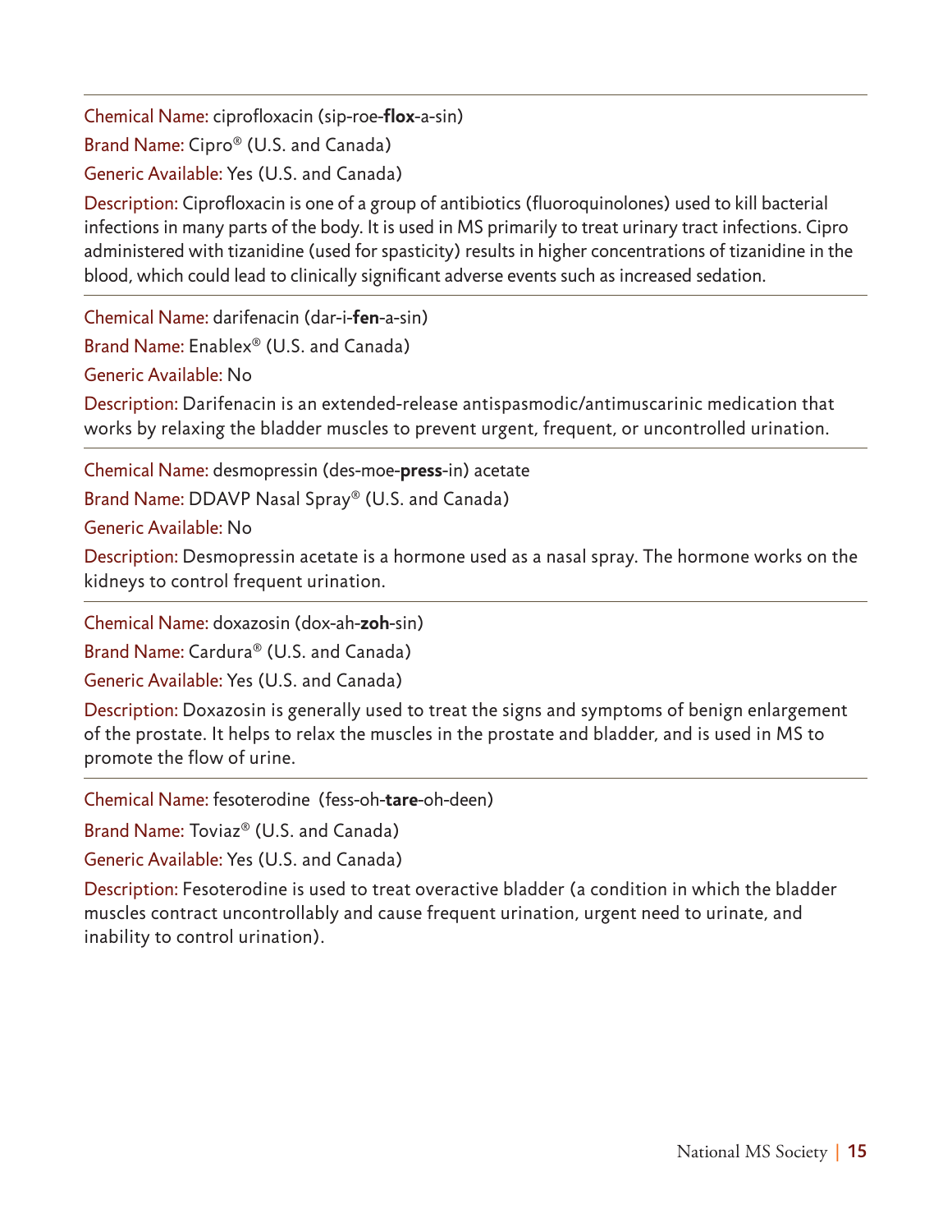---

Chemical Name: ciprofloxacin (sip-roe-**flox**-a-sin)

Brand Name: Cipro® (U.S. and Canada)

Generic Available: Yes (U.S. and Canada)

Description: Ciprofloxacin is one of a group of antibiotics (fluoroquinolones) used to kill bacterial infections in many parts of the body. It is used in MS primarily to treat urinary tract infections. Cipro administered with tizanidine (used for spasticity) results in higher concentrations of tizanidine in the blood, which could lead to clinically significant adverse events such as increased sedation.

---

Chemical Name: darifenacin (dar-i-**fen**-a-sin)

Brand Name: Enablex® (U.S. and Canada)

Generic Available: No

Description: Darifenacin is an extended-release antispasmodic/antimuscarinic medication that works by relaxing the bladder muscles to prevent urgent, frequent, or uncontrolled urination.

---

Chemical Name: desmopressin (des-moe-**press**-in) acetate

Brand Name: DDAVP Nasal Spray® (U.S. and Canada)

Generic Available: No

Description: Desmopressin acetate is a hormone used as a nasal spray. The hormone works on the kidneys to control frequent urination.

---

Chemical Name: doxazosin (dox-ah-**zoh**-sin)

Brand Name: Cardura® (U.S. and Canada)

Generic Available: Yes (U.S. and Canada)

Description: Doxazosin is generally used to treat the signs and symptoms of benign enlargement of the prostate. It helps to relax the muscles in the prostate and bladder, and is used in MS to promote the flow of urine.

---

Chemical Name: fesoterodine (fess-oh-**tare**-oh-deen)

Brand Name: Toviaz® (U.S. and Canada)

Generic Available: Yes (U.S. and Canada)

Description: Fesoterodine is used to treat overactive bladder (a condition in which the bladder muscles contract uncontrollably and cause frequent urination, urgent need to urinate, and inability to control urination).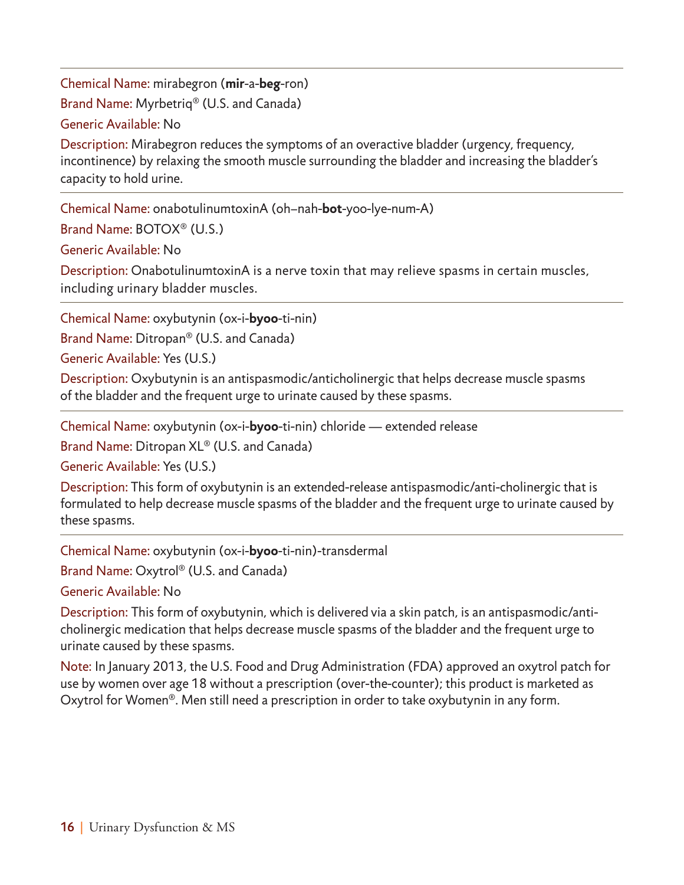---

Chemical Name: mirabegron (**mir**-a-**beg**-ron)

Brand Name: Myrbetriq® (U.S. and Canada)

Generic Available: No

Description: Mirabegron reduces the symptoms of an overactive bladder (urgency, frequency, incontinence) by relaxing the smooth muscle surrounding the bladder and increasing the bladder's capacity to hold urine.

---

Chemical Name: onabotulinumtoxinA (oh–nah-**bot**-yoo-lye-num-A)

Brand Name: BOTOX® (U.S.)

Generic Available: No

Description: OnabotulinumtoxinA is a nerve toxin that may relieve spasms in certain muscles, including urinary bladder muscles.

---

Chemical Name: oxybutynin (ox-i-**byoo**-ti-nin)

Brand Name: Ditropan® (U.S. and Canada)

Generic Available: Yes (U.S.)

Description: Oxybutynin is an antispasmodic/anticholinergic that helps decrease muscle spasms of the bladder and the frequent urge to urinate caused by these spasms.

---

Chemical Name: oxybutynin (ox-i-**byoo**-ti-nin) chloride — extended release

Brand Name: Ditropan XL® (U.S. and Canada)

Generic Available: Yes (U.S.)

Description: This form of oxybutynin is an extended-release antispasmodic/anti-cholinergic that is formulated to help decrease muscle spasms of the bladder and the frequent urge to urinate caused by these spasms.

---

Chemical Name: oxybutynin (ox-i-**byoo**-ti-nin)-transdermal

Brand Name: Oxytrol® (U.S. and Canada)

Generic Available: No

Description: This form of oxybutynin, which is delivered via a skin patch, is an antispasmodic/anti-cholinergic medication that helps decrease muscle spasms of the bladder and the frequent urge to urinate caused by these spasms.

Note: In January 2013, the U.S. Food and Drug Administration (FDA) approved an oxytrol patch for use by women over age 18 without a prescription (over-the-counter); this product is marketed as Oxytrol for Women®. Men still need a prescription in order to take oxybutynin in any form.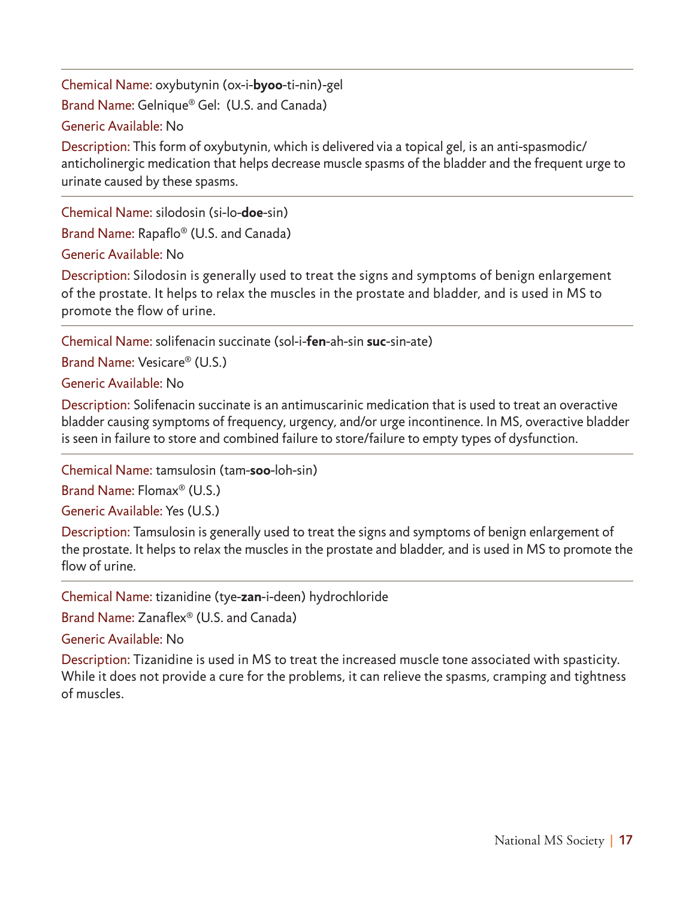Chemical Name: oxybutynin (ox-i-**byoo**-ti-nin)-gel

Brand Name: Gelnique® Gel: (U.S. and Canada)

Generic Available: No

Description: This form of oxybutynin, which is delivered via a topical gel, is an anti-spasmodic/anticholinergic medication that helps decrease muscle spasms of the bladder and the frequent urge to urinate caused by these spasms.

---

Chemical Name: silodosin (si-lo-**doe**-sin)

Brand Name: Rapaflo® (U.S. and Canada)

Generic Available: No

Description: Silodosin is generally used to treat the signs and symptoms of benign enlargement of the prostate. It helps to relax the muscles in the prostate and bladder, and is used in MS to promote the flow of urine.

---

Chemical Name: solifenacin succinate (sol-i-**fen**-ah-sin **suc**-sin-ate)

Brand Name: Vesicare® (U.S.)

Generic Available: No

Description: Solifenacin succinate is an antimuscarinic medication that is used to treat an overactive bladder causing symptoms of frequency, urgency, and/or urge incontinence. In MS, overactive bladder is seen in failure to store and combined failure to store/failure to empty types of dysfunction.

---

Chemical Name: tamsulosin (tam-**soo**-loh-sin)

Brand Name: Flomax® (U.S.)

Generic Available: Yes (U.S.)

Description: Tamsulosin is generally used to treat the signs and symptoms of benign enlargement of the prostate. It helps to relax the muscles in the prostate and bladder, and is used in MS to promote the flow of urine.

---

Chemical Name: tizanidine (tye-**zan**-i-deen) hydrochloride

Brand Name: Zanaflex® (U.S. and Canada)

Generic Available: No

Description: Tizanidine is used in MS to treat the increased muscle tone associated with spasticity. While it does not provide a cure for the problems, it can relieve the spasms, cramping and tightness of muscles.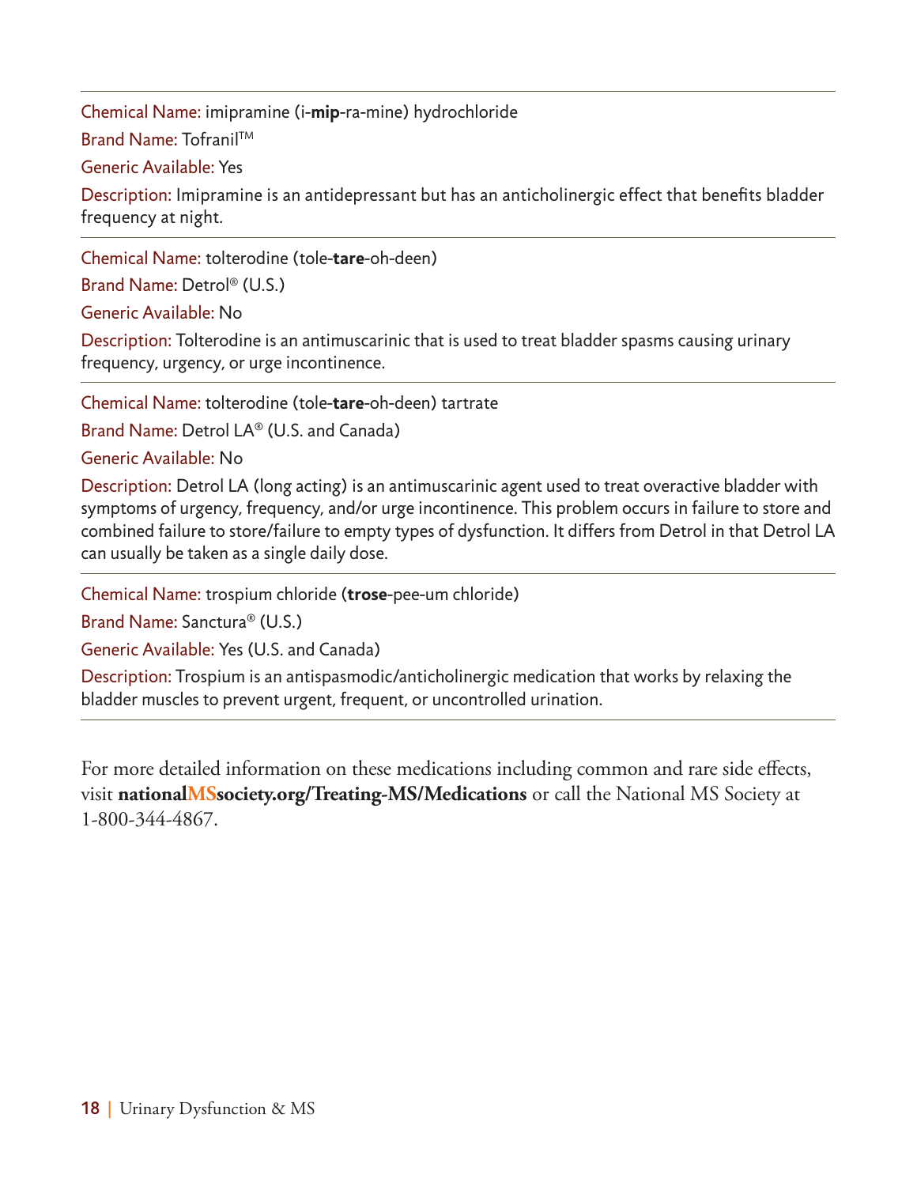Chemical Name: imipramine (i-**mip**-ra-mine) hydrochloride

Brand Name: Tofranil™

Generic Available: Yes

Description: Imipramine is an antidepressant but has an anticholinergic effect that benefits bladder frequency at night.

---

Chemical Name: tolterodine (tole-**tare**-oh-deen)

Brand Name: Detrol® (U.S.)

Generic Available: No

Description: Tolterodine is an antimuscarinic that is used to treat bladder spasms causing urinary frequency, urgency, or urge incontinence.

---

Chemical Name: tolterodine (tole-**tare**-oh-deen) tartrate

Brand Name: Detrol LA® (U.S. and Canada)

Generic Available: No

Description: Detrol LA (long acting) is an antimuscarinic agent used to treat overactive bladder with symptoms of urgency, frequency, and/or urge incontinence. This problem occurs in failure to store and combined failure to store/failure to empty types of dysfunction. It differs from Detrol in that Detrol LA can usually be taken as a single daily dose.

---

Chemical Name: trospium chloride (**trose**-pee-um chloride)

Brand Name: Sanctura® (U.S.)

Generic Available: Yes (U.S. and Canada)

Description: Trospium is an antispasmodic/anticholinergic medication that works by relaxing the bladder muscles to prevent urgent, frequent, or uncontrolled urination.

---

For more detailed information on these medications including common and rare side effects, visit **nationalMSsociety.org/Treating-MS/Medications** or call the National MS Society at 1-800-344-4867.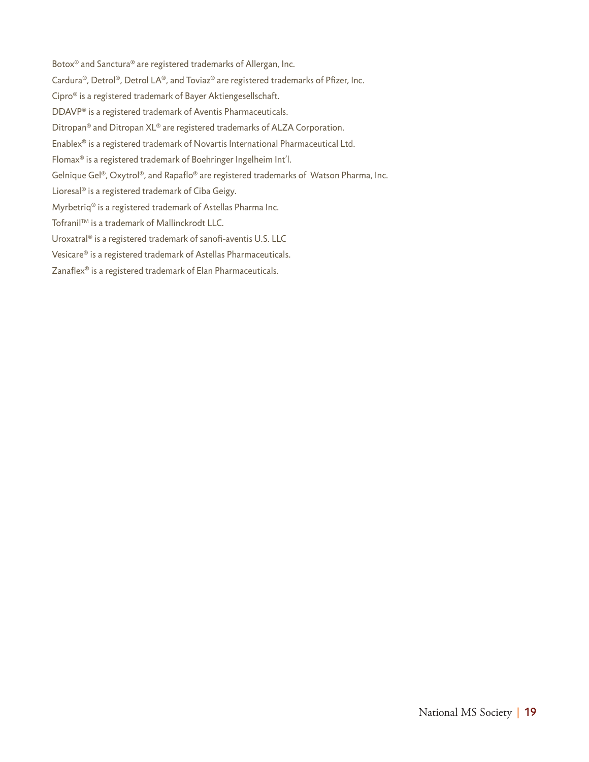Botox® and Sanctura® are registered trademarks of Allergan, Inc.

Cardura®, Detrol®, Detrol LA®, and Toviaz® are registered trademarks of Pfizer, Inc.

Cipro® is a registered trademark of Bayer Aktiengesellschaft.

DDAVP® is a registered trademark of Aventis Pharmaceuticals.

Ditropan® and Ditropan XL® are registered trademarks of ALZA Corporation.

Enablex® is a registered trademark of Novartis International Pharmaceutical Ltd.

Flomax® is a registered trademark of Boehringer Ingelheim Int'l.

Gelnique Gel®, Oxytrol®, and Rapaflo® are registered trademarks of Watson Pharma, Inc.

Lioresal® is a registered trademark of Ciba Geigy.

Myrbetriq® is a registered trademark of Astellas Pharma Inc.

Tofranil™ is a trademark of Mallinckrodt LLC.

Uroxatral® is a registered trademark of sanofi-aventis U.S. LLC

Vesicare® is a registered trademark of Astellas Pharmaceuticals.

Zanaflex® is a registered trademark of Elan Pharmaceuticals.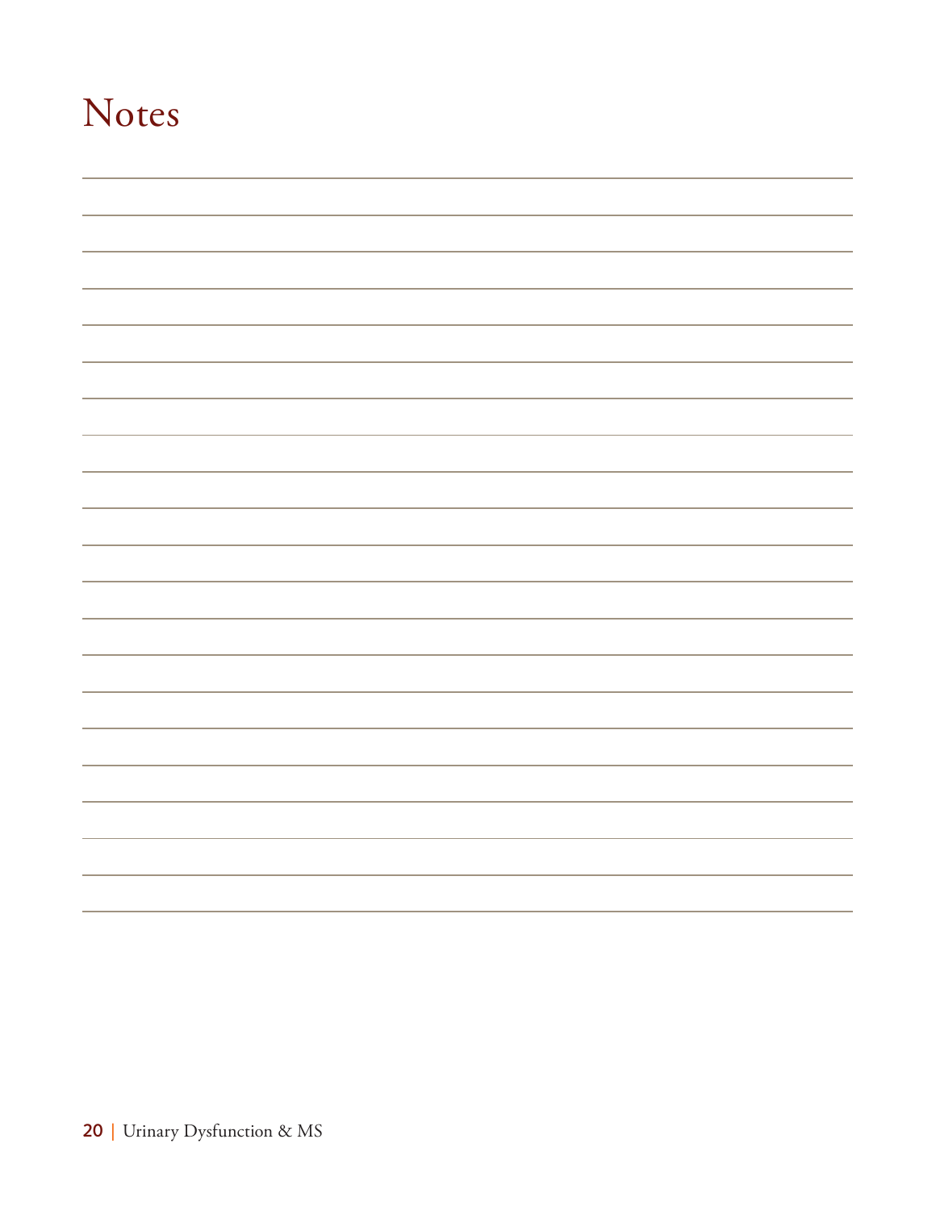# Notes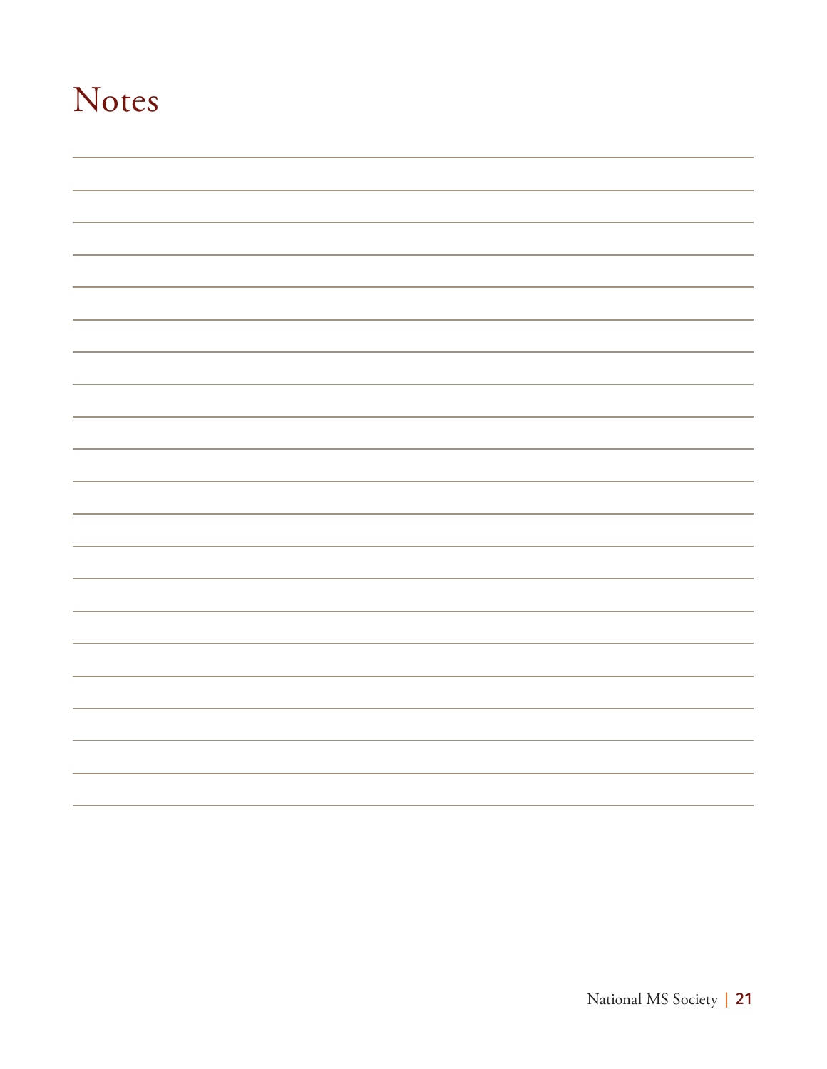# Notes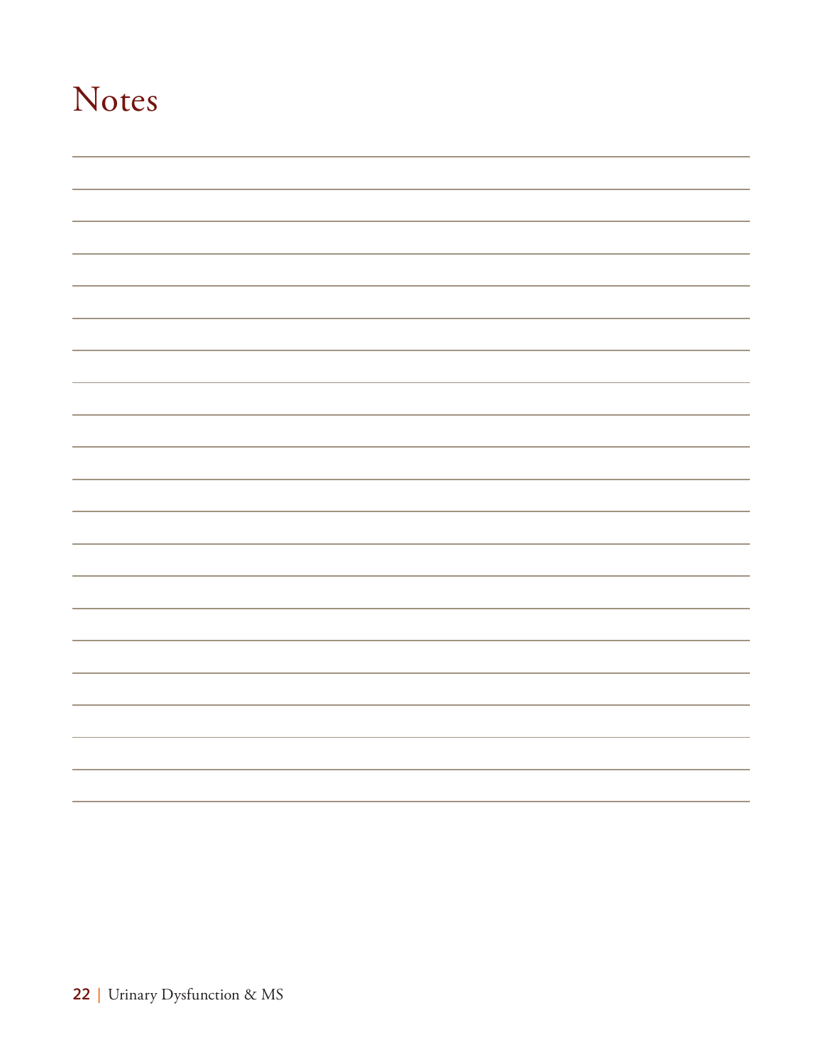# Notes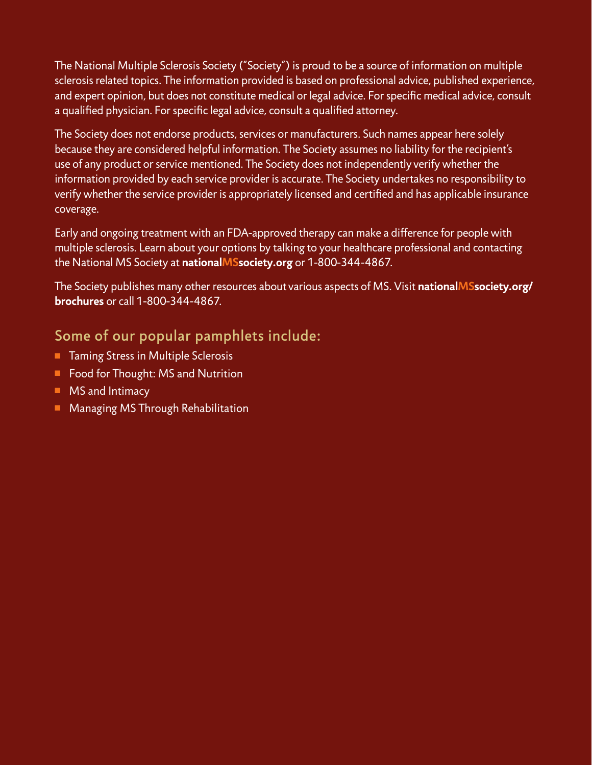The National Multiple Sclerosis Society ("Society") is proud to be a source of information on multiple sclerosis related topics. The information provided is based on professional advice, published experience, and expert opinion, but does not constitute medical or legal advice. For specific medical advice, consult a qualified physician. For specific legal advice, consult a qualified attorney.

The Society does not endorse products, services or manufacturers. Such names appear here solely because they are considered helpful information. The Society assumes no liability for the recipient's use of any product or service mentioned. The Society does not independently verify whether the information provided by each service provider is accurate. The Society undertakes no responsibility to verify whether the service provider is appropriately licensed and certified and has applicable insurance coverage.

Early and ongoing treatment with an FDA-approved therapy can make a difference for people with multiple sclerosis. Learn about your options by talking to your healthcare professional and contacting the National MS Society at **nationalMSsociety.org** or 1-800-344-4867.

The Society publishes many other resources about various aspects of MS. Visit **nationalMSsociety.org/brochures** or call 1-800-344-4867.

## Some of our popular pamphlets include:

- Taming Stress in Multiple Sclerosis
- Food for Thought: MS and Nutrition
- MS and Intimacy
- Managing MS Through Rehabilitation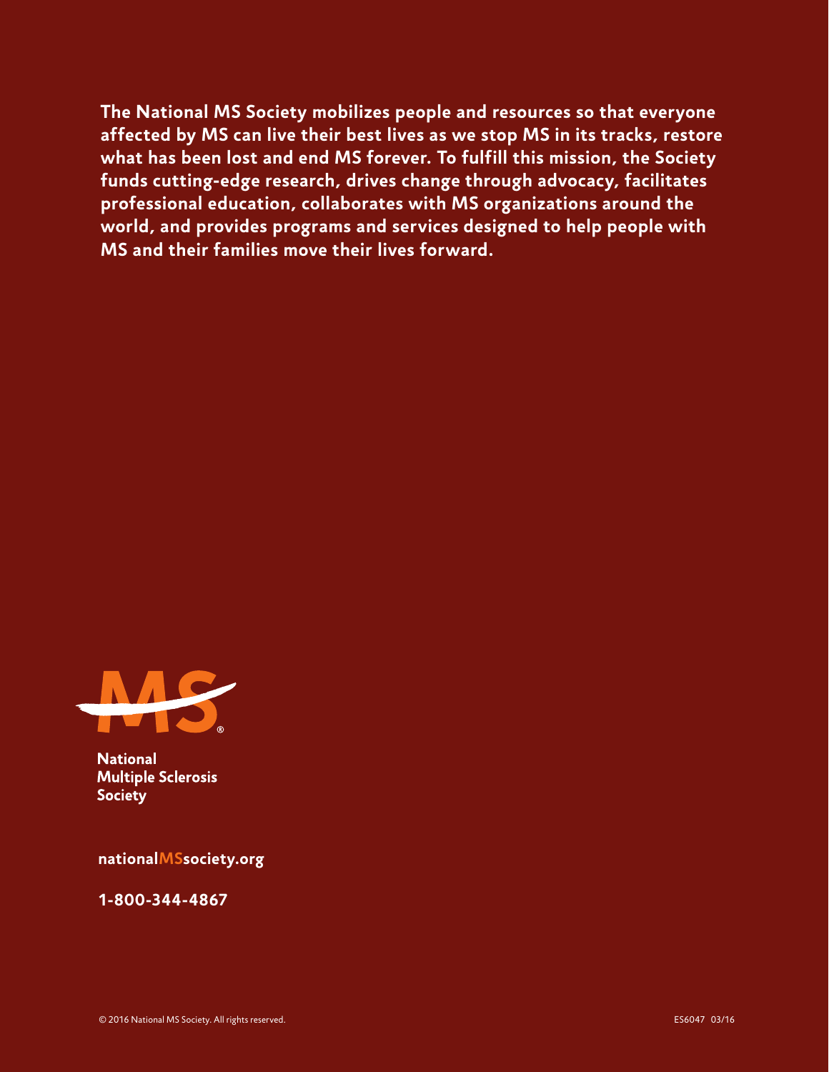**The National MS Society mobilizes people and resources so that everyone affected by MS can live their best lives as we stop MS in its tracks, restore what has been lost and end MS forever. To fulfill this mission, the Society funds cutting-edge research, drives change through advocacy, facilitates professional education, collaborates with MS organizations around the world, and provides programs and services designed to help people with MS and their families move their lives forward.**

**National**
**Multiple Sclerosis**
**Society**

**nationalMSsociety.org**

**1-800-344-4867**

© 2016 National MS Society. All rights reserved.

ES6047 03/16